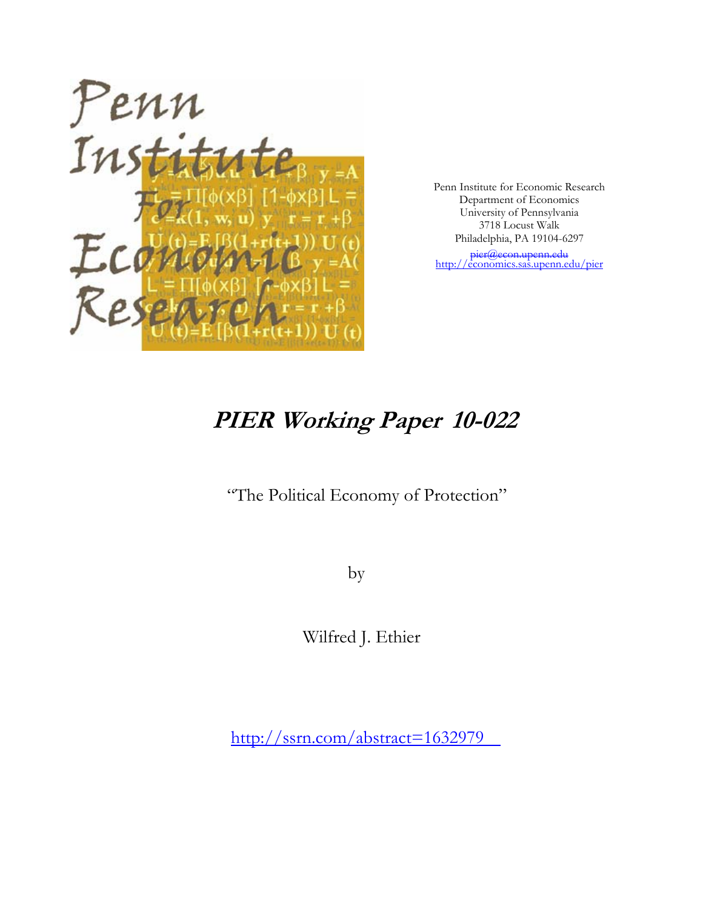Penn Institute for Economic Research
Department of Economics
University of Pennsylvania
3718 Locust Walk
Philadelphia, PA 19104-6297
pier@econ.upenn.edu
http://economics.sas.upenn.edu/pier

# *PIER Working Paper 10-022*

"The Political Economy of Protection"

by

Wilfred J. Ethier

http://ssrn.com/abstract=1632979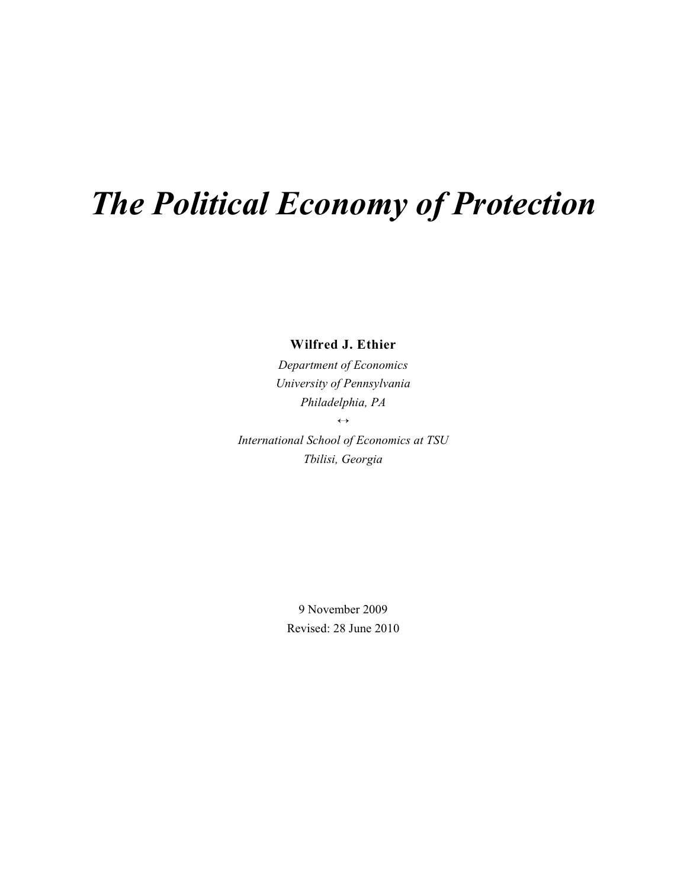# *The Political Economy of Protection*

**Wilfred J. Ethier**

*Department of Economics*
*University of Pennsylvania*
*Philadelphia, PA*

↔

*International School of Economics at TSU*
*Tbilisi, Georgia*

9 November 2009
Revised: 28 June 2010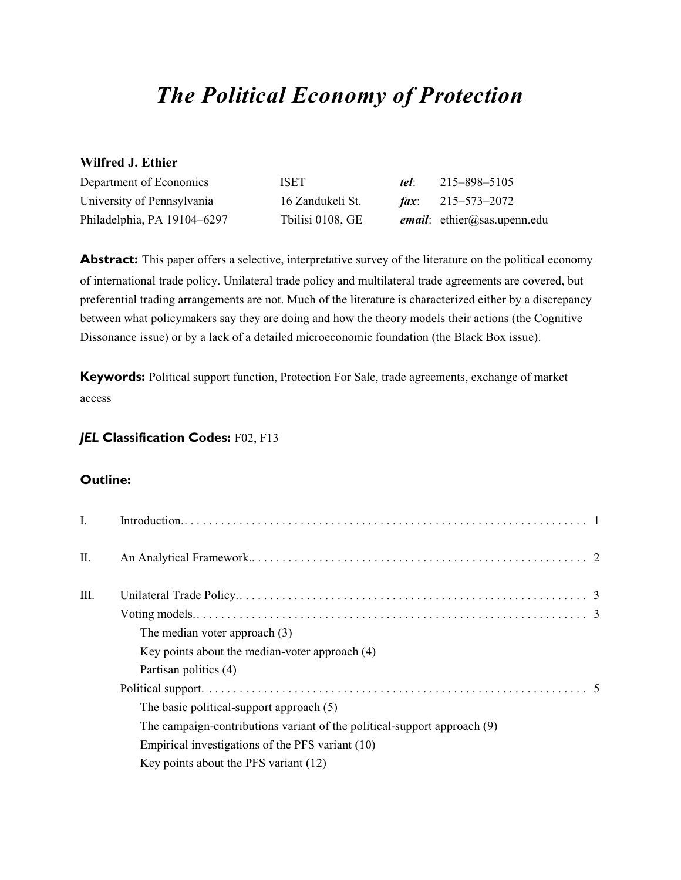# *The Political Economy of Protection*

**Wilfred J. Ethier**

| | | | |
|---|---|---|---|
| Department of Economics | ISET | ***tel***: | 215–898–5105 |
| University of Pennsylvania | 16 Zandukeli St. | ***fax***: | 215–573–2072 |
| Philadelphia, PA 19104–6297 | Tbilisi 0108, GE | ***email***: | ethier@sas.upenn.edu |

**Abstract:** This paper offers a selective, interpretative survey of the literature on the political economy of international trade policy. Unilateral trade policy and multilateral trade agreements are covered, but preferential trading arrangements are not. Much of the literature is characterized either by a discrepancy between what policymakers say they are doing and how the theory models their actions (the Cognitive Dissonance issue) or by a lack of a detailed microeconomic foundation (the Black Box issue).

**Keywords:** Political support function, Protection For Sale, trade agreements, exchange of market access

***JEL* Classification Codes:** F02, F13

**Outline:**

I. Introduction. . . . . . . . . . . . . . . . . . . . . . . . . . . . . . . . . . . . . . . . . . . . . . . . . . . . 1

II. An Analytical Framework. . . . . . . . . . . . . . . . . . . . . . . . . . . . . . . . . . . . . . . . . . . 2

III. Unilateral Trade Policy. . . . . . . . . . . . . . . . . . . . . . . . . . . . . . . . . . . . . . . . . . . . . 3

- Voting models. . . . . . . . . . . . . . . . . . . . . . . . . . . . . . . . . . . . . . . . . . . . . . . . . . 3
  - The median voter approach (3)
  - Key points about the median-voter approach (4)
  - Partisan politics (4)
- Political support. . . . . . . . . . . . . . . . . . . . . . . . . . . . . . . . . . . . . . . . . . . . . . . . . 5
  - The basic political-support approach (5)
  - The campaign-contributions variant of the political-support approach (9)
  - Empirical investigations of the PFS variant (10)
  - Key points about the PFS variant (12)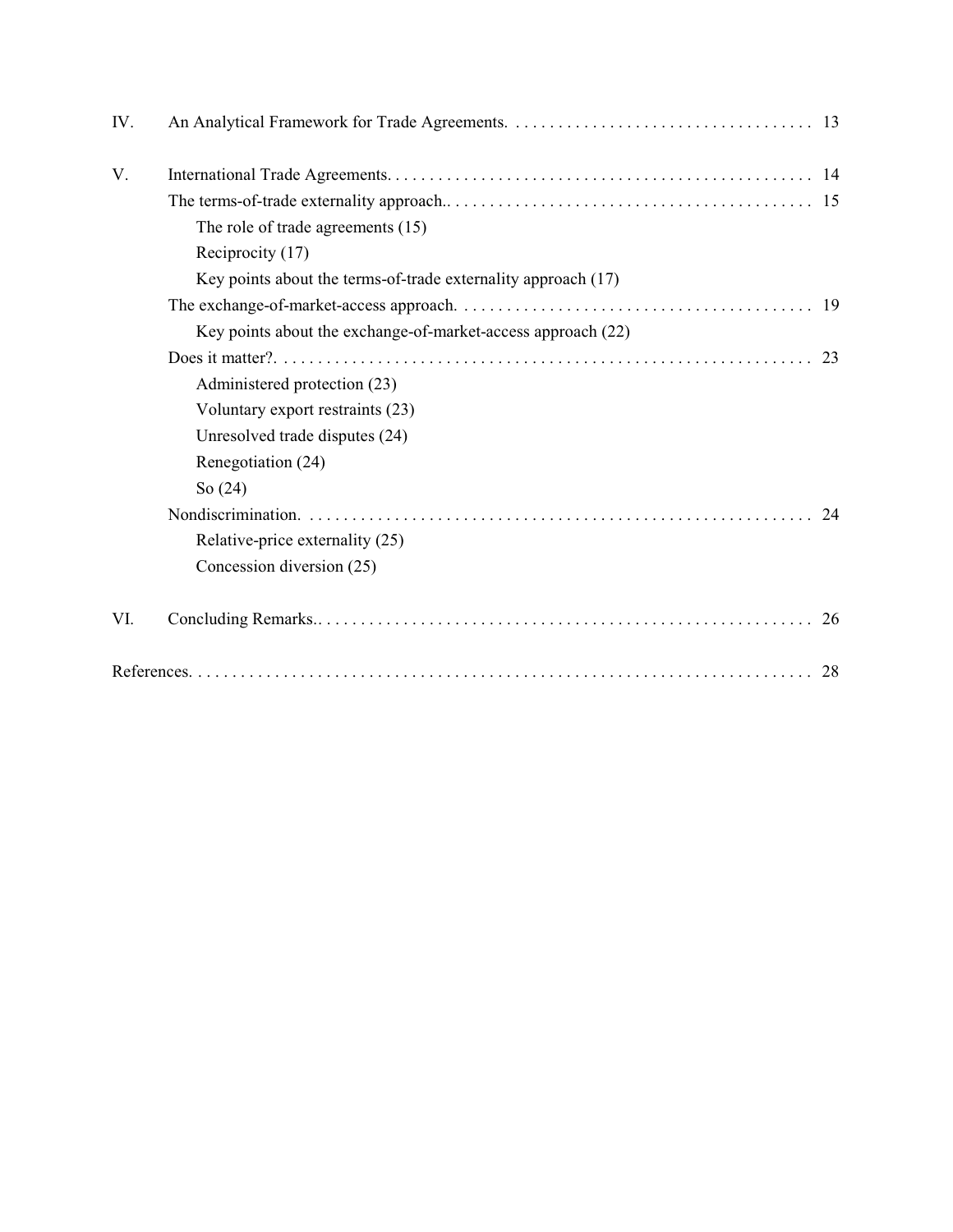IV. An Analytical Framework for Trade Agreements. . . . . . . . . . . . . . . . . . . . . . . . . . . . . . . . . . . . 13

V. International Trade Agreements. . . . . . . . . . . . . . . . . . . . . . . . . . . . . . . . . . . . . . . . . . . . . . . . . . 14

The terms-of-trade externality approach.. . . . . . . . . . . . . . . . . . . . . . . . . . . . . . . . . . . . . . . . . . . 15

The role of trade agreements (15)

Reciprocity (17)

Key points about the terms-of-trade externality approach (17)

The exchange-of-market-access approach. . . . . . . . . . . . . . . . . . . . . . . . . . . . . . . . . . . . . . . . . . 19

Key points about the exchange-of-market-access approach (22)

Does it matter?. . . . . . . . . . . . . . . . . . . . . . . . . . . . . . . . . . . . . . . . . . . . . . . . . . . . . . . . . . . . . . . 23

Administered protection (23)

Voluntary export restraints (23)

Unresolved trade disputes (24)

Renegotiation (24)

So (24)

Nondiscrimination. . . . . . . . . . . . . . . . . . . . . . . . . . . . . . . . . . . . . . . . . . . . . . . . . . . . . . . . . . . . 24

Relative-price externality (25)

Concession diversion (25)

VI. Concluding Remarks.. . . . . . . . . . . . . . . . . . . . . . . . . . . . . . . . . . . . . . . . . . . . . . . . . . . . . . . . . . 26

References. . . . . . . . . . . . . . . . . . . . . . . . . . . . . . . . . . . . . . . . . . . . . . . . . . . . . . . . . . . . . . . . . . . . . . 28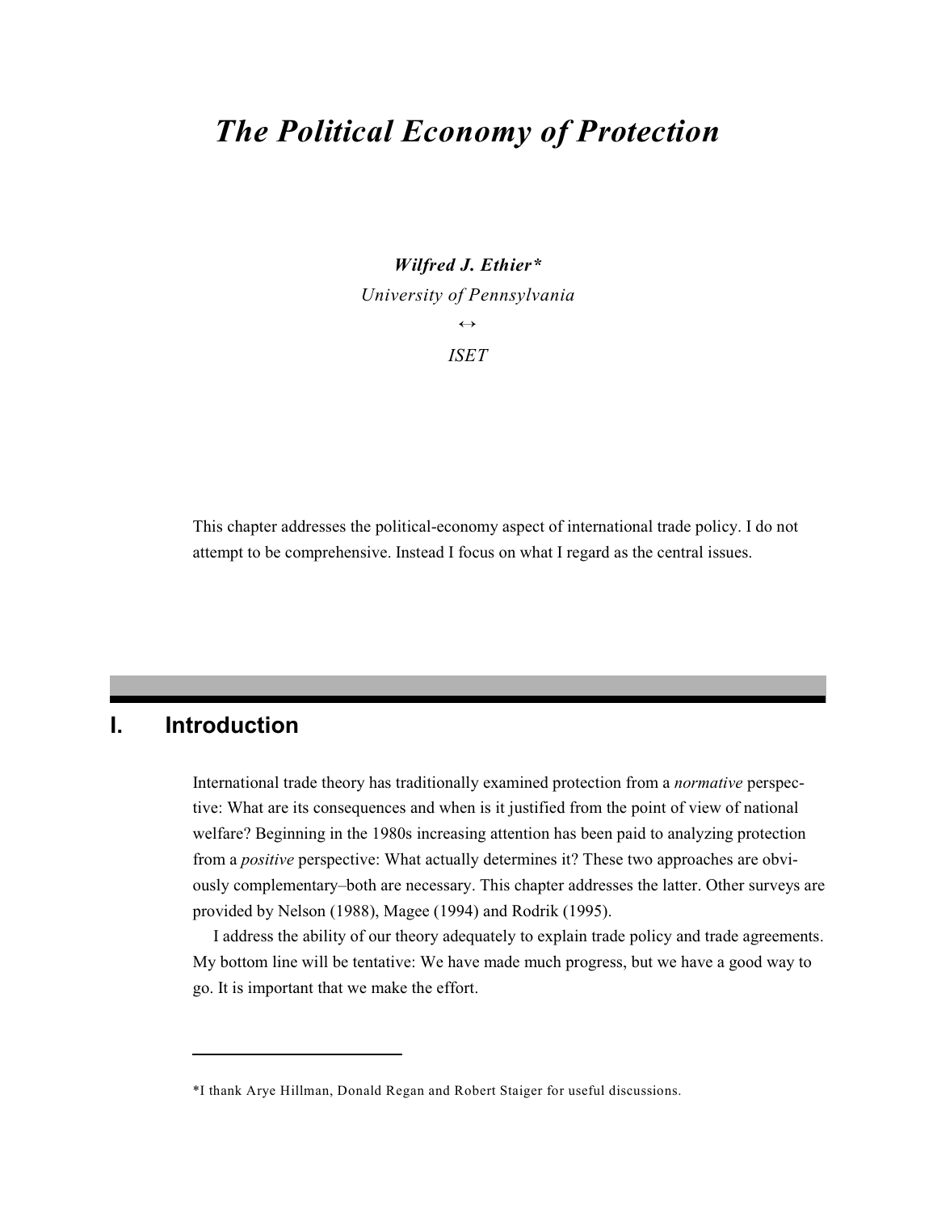# *The Political Economy of Protection*

***Wilfred J. Ethier****

*University of Pennsylvania*

↔

*ISET*

This chapter addresses the political-economy aspect of international trade policy. I do not attempt to be comprehensive. Instead I focus on what I regard as the central issues.

## I. Introduction

International trade theory has traditionally examined protection from a *normative* perspective: What are its consequences and when is it justified from the point of view of national welfare? Beginning in the 1980s increasing attention has been paid to analyzing protection from a *positive* perspective: What actually determines it? These two approaches are obviously complementary–both are necessary. This chapter addresses the latter. Other surveys are provided by Nelson (1988), Magee (1994) and Rodrik (1995).

I address the ability of our theory adequately to explain trade policy and trade agreements. My bottom line will be tentative: We have made much progress, but we have a good way to go. It is important that we make the effort.

---

*I thank Arye Hillman, Donald Regan and Robert Staiger for useful discussions.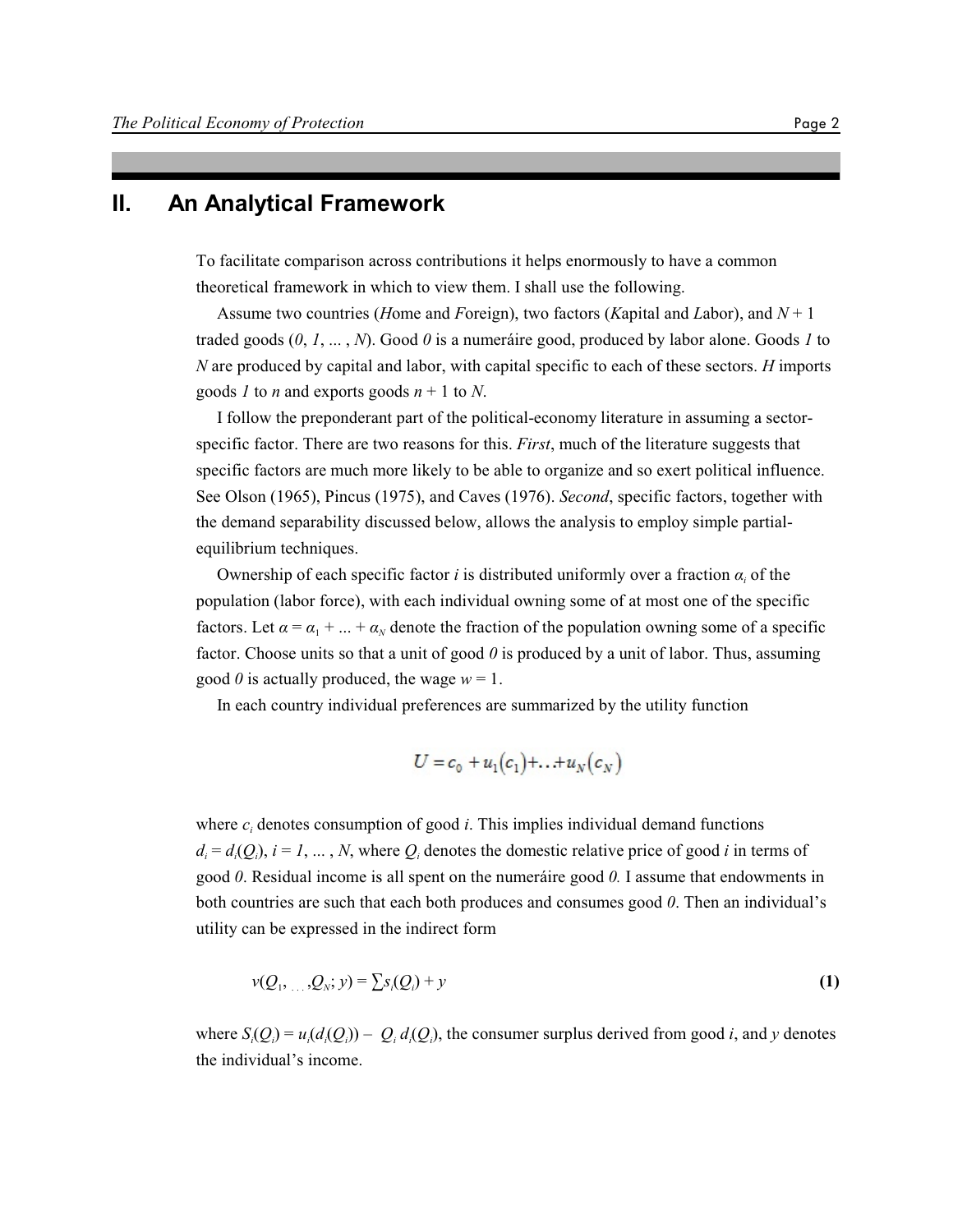## II. An Analytical Framework

To facilitate comparison across contributions it helps enormously to have a common theoretical framework in which to view them. I shall use the following.

Assume two countries (*H*ome and *F*oreign), two factors (*K*apital and *L*abor), and $N + 1$ traded goods ($0, 1, \ldots, N$). Good *0* is a numeráire good, produced by labor alone. Goods *1* to *N* are produced by capital and labor, with capital specific to each of these sectors. *H* imports goods *1* to *n* and exports goods $n + 1$ to *N*.

I follow the preponderant part of the political-economy literature in assuming a sector-specific factor. There are two reasons for this. *First*, much of the literature suggests that specific factors are much more likely to be able to organize and so exert political influence. See Olson (1965), Pincus (1975), and Caves (1976). *Second*, specific factors, together with the demand separability discussed below, allows the analysis to employ simple partial-equilibrium techniques.

Ownership of each specific factor *i* is distributed uniformly over a fraction $\alpha_i$ of the population (labor force), with each individual owning some of at most one of the specific factors. Let $\alpha = \alpha_1 + \ldots + \alpha_N$ denote the fraction of the population owning some of a specific factor. Choose units so that a unit of good *0* is produced by a unit of labor. Thus, assuming good *0* is actually produced, the wage $w = 1$.

In each country individual preferences are summarized by the utility function

$$U = c_0 + u_1(c_1) + \ldots + u_N(c_N)$$

where $c_i$ denotes consumption of good *i*. This implies individual demand functions $d_i = d_i(Q_i)$, $i = 1, \ldots, N$, where $Q_i$ denotes the domestic relative price of good *i* in terms of good *0*. Residual income is all spent on the numéraire good *0.* I assume that endowments in both countries are such that each both produces and consumes good *0*. Then an individual's utility can be expressed in the indirect form

$$v(Q_1, \ldots, Q_N; y) = \sum s_i(Q_i) + y \tag{1}$$

where $S_i(Q_i) = u_i(d_i(Q_i)) - Q_i\, d_i(Q_i)$, the consumer surplus derived from good *i*, and *y* denotes the individual's income.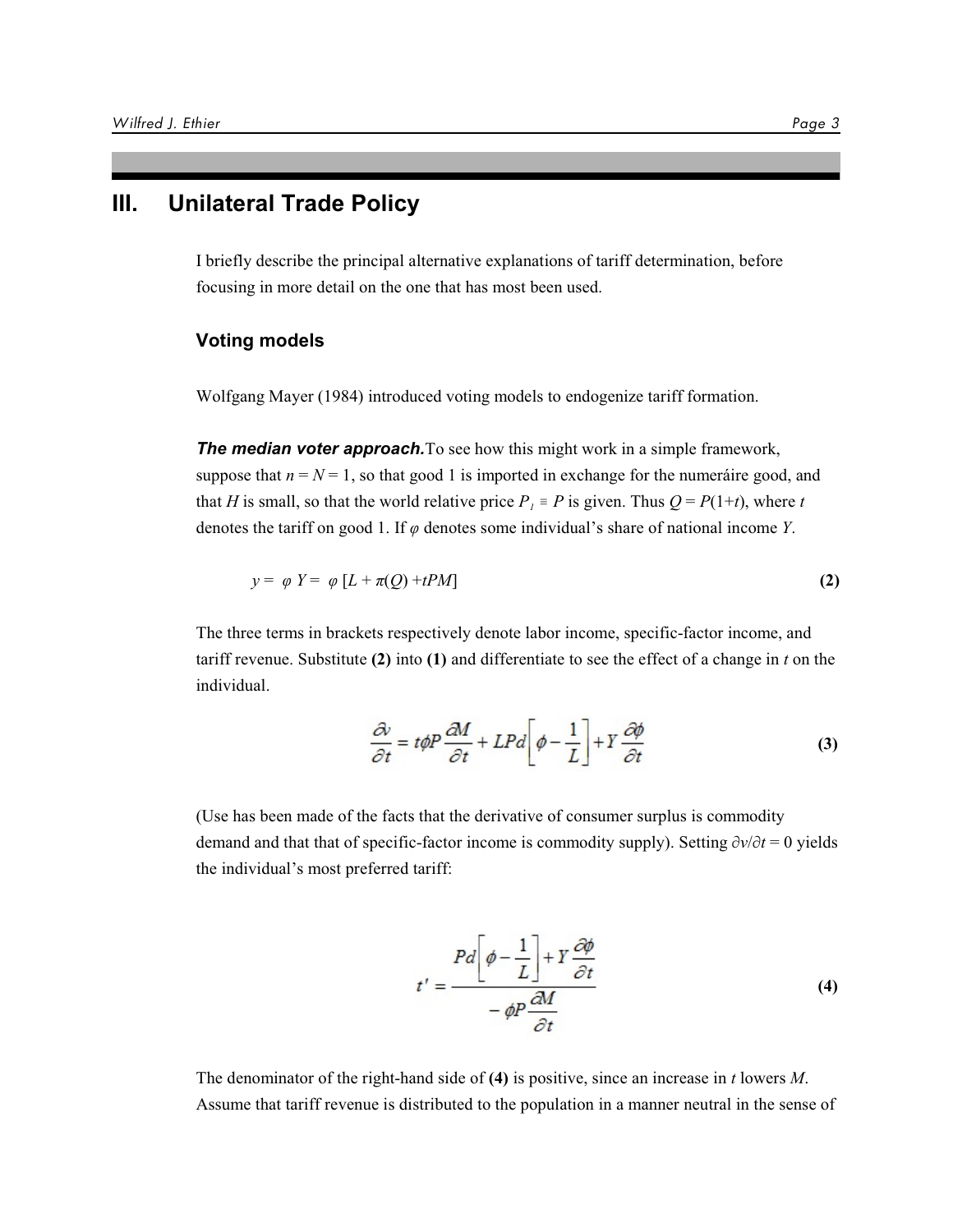# III. Unilateral Trade Policy

I briefly describe the principal alternative explanations of tariff determination, before focusing in more detail on the one that has most been used.

### Voting models

Wolfgang Mayer (1984) introduced voting models to endogenize tariff formation.

***The median voter approach.*** To see how this might work in a simple framework, suppose that $n = N = 1$, so that good 1 is imported in exchange for the numeráire good, and that $H$ is small, so that the world relative price $P_1 \equiv P$ is given. Thus $Q = P(1+t)$, where $t$ denotes the tariff on good 1. If $\varphi$ denotes some individual's share of national income $Y$.

$$y = \varphi Y = \varphi [L + \pi(Q) + tPM] \tag{2}$$

The three terms in brackets respectively denote labor income, specific-factor income, and tariff revenue. Substitute **(2)** into **(1)** and differentiate to see the effect of a change in $t$ on the individual.

$$\frac{\partial v}{\partial t} = t\phi P \frac{\partial M}{\partial t} + LPd\left[\phi - \frac{1}{L}\right] + Y\frac{\partial \phi}{\partial t} \tag{3}$$

(Use has been made of the facts that the derivative of consumer surplus is commodity demand and that that of specific-factor income is commodity supply). Setting $\partial v/\partial t = 0$ yields the individual's most preferred tariff:

$$t' = \frac{Pd\left[\phi - \frac{1}{L}\right] + Y\frac{\partial \phi}{\partial t}}{-\phi P \frac{\partial M}{\partial t}} \tag{4}$$

The denominator of the right-hand side of **(4)** is positive, since an increase in $t$ lowers $M$. Assume that tariff revenue is distributed to the population in a manner neutral in the sense of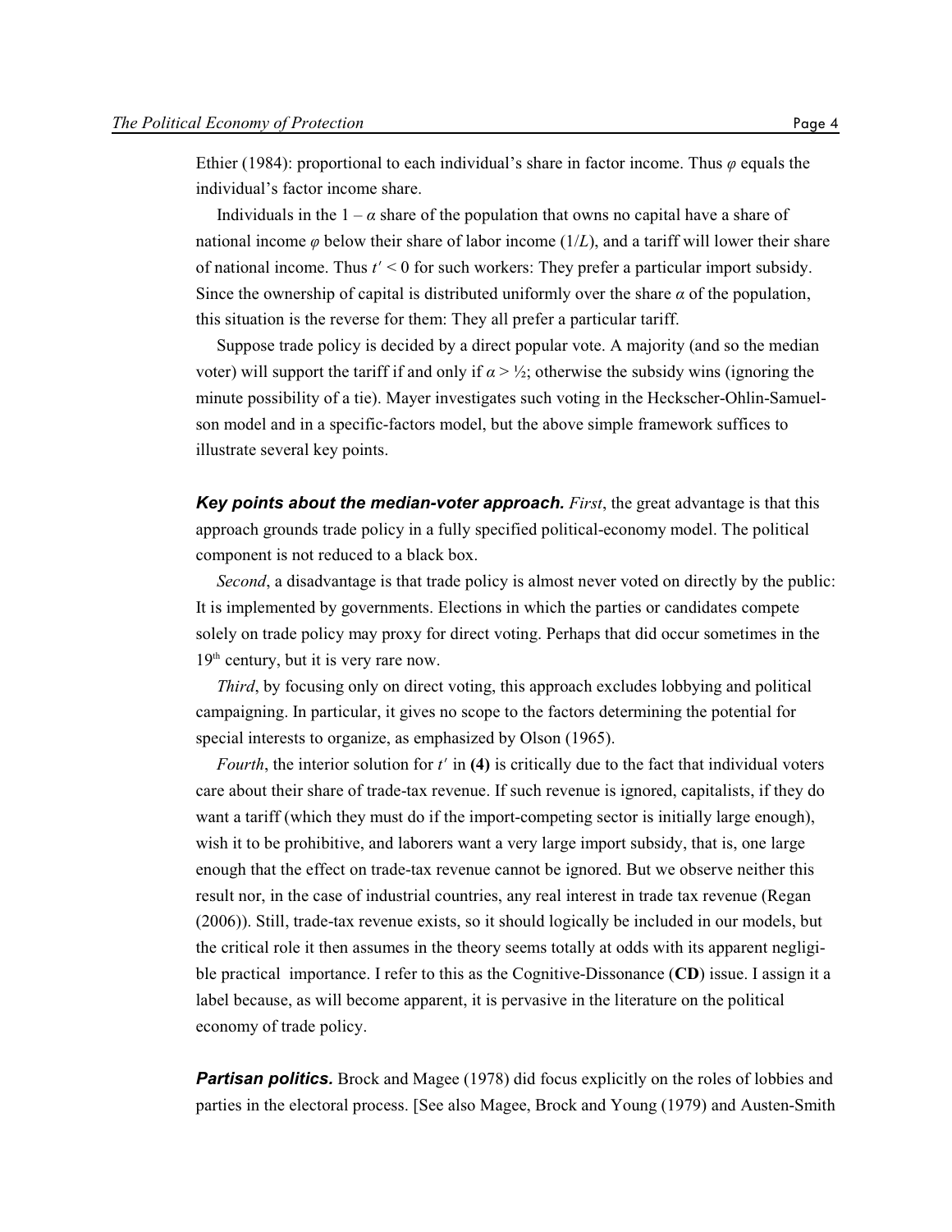Ethier (1984): proportional to each individual's share in factor income. Thus $\varphi$ equals the individual's factor income share.

Individuals in the $1 - \alpha$ share of the population that owns no capital have a share of national income $\varphi$ below their share of labor income ($1/L$), and a tariff will lower their share of national income. Thus $t' < 0$ for such workers: They prefer a particular import subsidy. Since the ownership of capital is distributed uniformly over the share $\alpha$ of the population, this situation is the reverse for them: They all prefer a particular tariff.

Suppose trade policy is decided by a direct popular vote. A majority (and so the median voter) will support the tariff if and only if $\alpha > \frac{1}{2}$; otherwise the subsidy wins (ignoring the minute possibility of a tie). Mayer investigates such voting in the Heckscher-Ohlin-Samuelson model and in a specific-factors model, but the above simple framework suffices to illustrate several key points.

***Key points about the median-voter approach.*** *First*, the great advantage is that this approach grounds trade policy in a fully specified political-economy model. The political component is not reduced to a black box.

*Second*, a disadvantage is that trade policy is almost never voted on directly by the public: It is implemented by governments. Elections in which the parties or candidates compete solely on trade policy may proxy for direct voting. Perhaps that did occur sometimes in the 19th century, but it is very rare now.

*Third*, by focusing only on direct voting, this approach excludes lobbying and political campaigning. In particular, it gives no scope to the factors determining the potential for special interests to organize, as emphasized by Olson (1965).

*Fourth*, the interior solution for $t'$ in **(4)** is critically due to the fact that individual voters care about their share of trade-tax revenue. If such revenue is ignored, capitalists, if they do want a tariff (which they must do if the import-competing sector is initially large enough), wish it to be prohibitive, and laborers want a very large import subsidy, that is, one large enough that the effect on trade-tax revenue cannot be ignored. But we observe neither this result nor, in the case of industrial countries, any real interest in trade tax revenue (Regan (2006)). Still, trade-tax revenue exists, so it should logically be included in our models, but the critical role it then assumes in the theory seems totally at odds with its apparent negligible practical importance. I refer to this as the Cognitive-Dissonance (**CD**) issue. I assign it a label because, as will become apparent, it is pervasive in the literature on the political economy of trade policy.

***Partisan politics.*** Brock and Magee (1978) did focus explicitly on the roles of lobbies and parties in the electoral process. [See also Magee, Brock and Young (1979) and Austen-Smith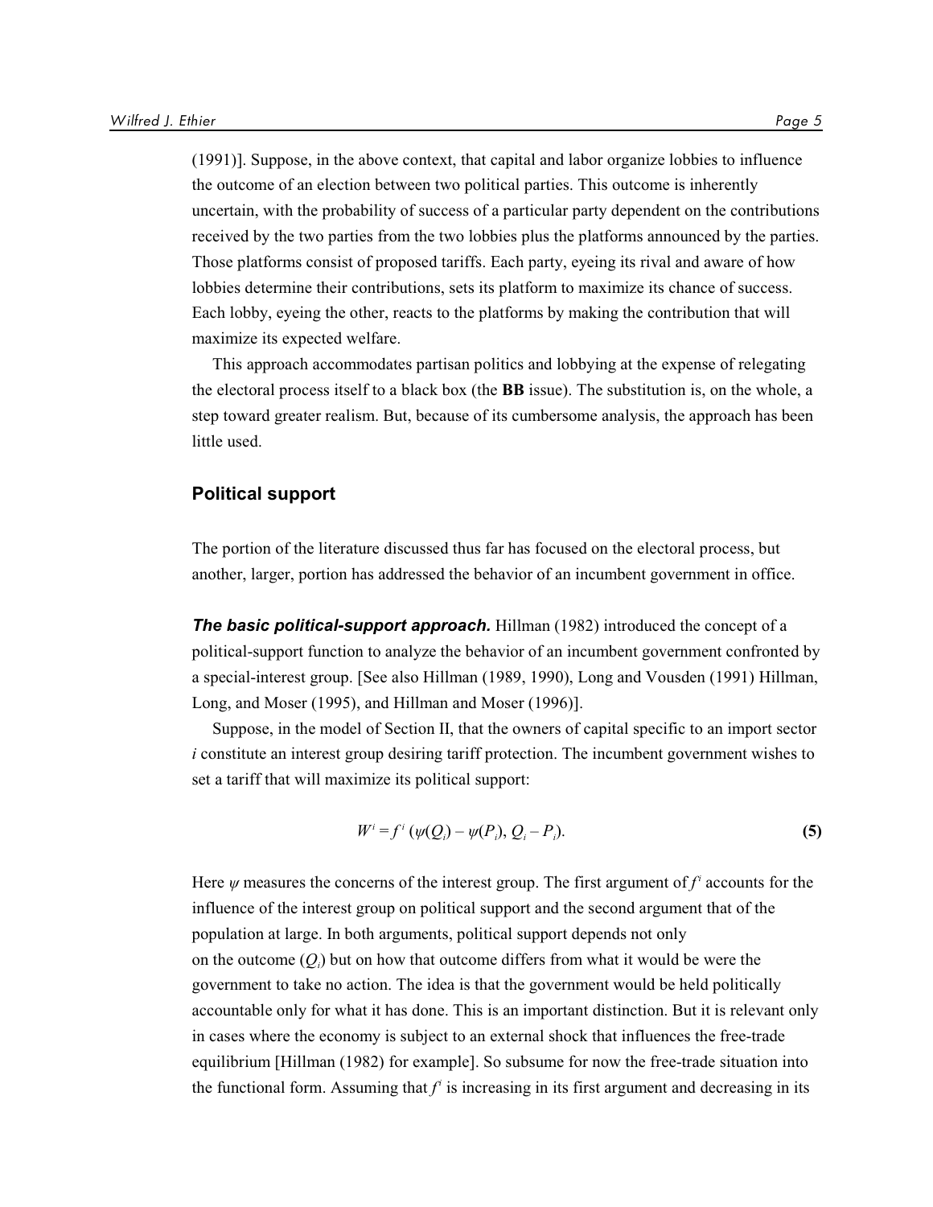(1991)]. Suppose, in the above context, that capital and labor organize lobbies to influence the outcome of an election between two political parties. This outcome is inherently uncertain, with the probability of success of a particular party dependent on the contributions received by the two parties from the two lobbies plus the platforms announced by the parties. Those platforms consist of proposed tariffs. Each party, eyeing its rival and aware of how lobbies determine their contributions, sets its platform to maximize its chance of success. Each lobby, eyeing the other, reacts to the platforms by making the contribution that will maximize its expected welfare.

This approach accommodates partisan politics and lobbying at the expense of relegating the electoral process itself to a black box (the **BB** issue). The substitution is, on the whole, a step toward greater realism. But, because of its cumbersome analysis, the approach has been little used.

### Political support

The portion of the literature discussed thus far has focused on the electoral process, but another, larger, portion has addressed the behavior of an incumbent government in office.

***The basic political-support approach.*** Hillman (1982) introduced the concept of a political-support function to analyze the behavior of an incumbent government confronted by a special-interest group. [See also Hillman (1989, 1990), Long and Vousden (1991) Hillman, Long, and Moser (1995), and Hillman and Moser (1996)].

Suppose, in the model of Section II, that the owners of capital specific to an import sector $i$ constitute an interest group desiring tariff protection. The incumbent government wishes to set a tariff that will maximize its political support:

$$W^i = f^i\,(\psi(Q_i) - \psi(P_i),\, Q_i - P_i). \tag{5}$$

Here $\psi$ measures the concerns of the interest group. The first argument of $f^i$ accounts for the influence of the interest group on political support and the second argument that of the population at large. In both arguments, political support depends not only on the outcome ($Q_i$) but on how that outcome differs from what it would be were the government to take no action. The idea is that the government would be held politically accountable only for what it has done. This is an important distinction. But it is relevant only in cases where the economy is subject to an external shock that influences the free-trade equilibrium [Hillman (1982) for example]. So subsume for now the free-trade situation into the functional form. Assuming that $f^i$ is increasing in its first argument and decreasing in its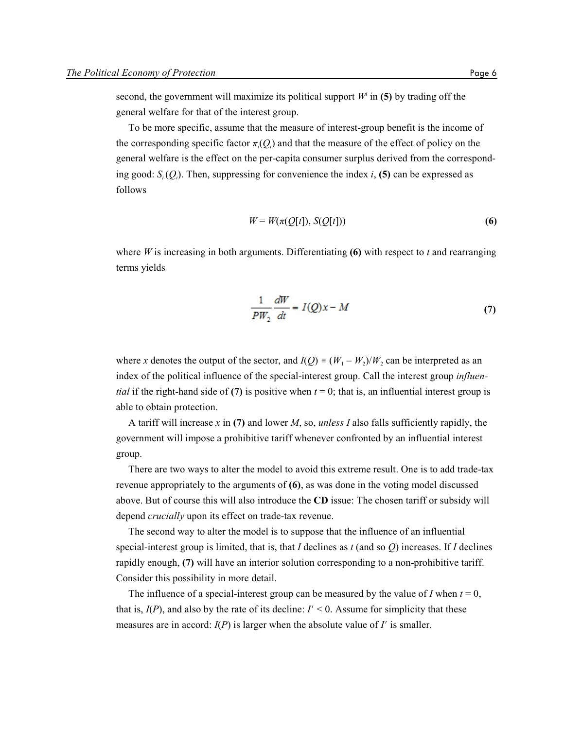second, the government will maximize its political support $W^s$ in **(5)** by trading off the general welfare for that of the interest group.

To be more specific, assume that the measure of interest-group benefit is the income of the corresponding specific factor $\pi_i(Q_i)$ and that the measure of the effect of policy on the general welfare is the effect on the per-capita consumer surplus derived from the corresponding good: $S_i(Q_i)$. Then, suppressing for convenience the index $i$, **(5)** can be expressed as follows

$$W = W(\pi(Q[t]), S(Q[t])) \quad \textbf{(6)}$$

where $W$ is increasing in both arguments. Differentiating **(6)** with respect to $t$ and rearranging terms yields

$$\frac{1}{PW_2}\frac{dW}{dt} = I(Q)x - M \quad \textbf{(7)}$$

where $x$ denotes the output of the sector, and $I(Q) \equiv (W_1 - W_2)/W_2$ can be interpreted as an index of the political influence of the special-interest group. Call the interest group *influential* if the right-hand side of **(7)** is positive when $t = 0$; that is, an influential interest group is able to obtain protection.

A tariff will increase $x$ in **(7)** and lower $M$, so, *unless* $I$ also falls sufficiently rapidly, the government will impose a prohibitive tariff whenever confronted by an influential interest group.

There are two ways to alter the model to avoid this extreme result. One is to add trade-tax revenue appropriately to the arguments of **(6)**, as was done in the voting model discussed above. But of course this will also introduce the **CD** issue: The chosen tariff or subsidy will depend *crucially* upon its effect on trade-tax revenue.

The second way to alter the model is to suppose that the influence of an influential special-interest group is limited, that is, that $I$ declines as $t$ (and so $Q$) increases. If $I$ declines rapidly enough, **(7)** will have an interior solution corresponding to a non-prohibitive tariff. Consider this possibility in more detail.

The influence of a special-interest group can be measured by the value of $I$ when $t = 0$, that is, $I(P)$, and also by the rate of its decline: $I' < 0$. Assume for simplicity that these measures are in accord: $I(P)$ is larger when the absolute value of $I'$ is smaller.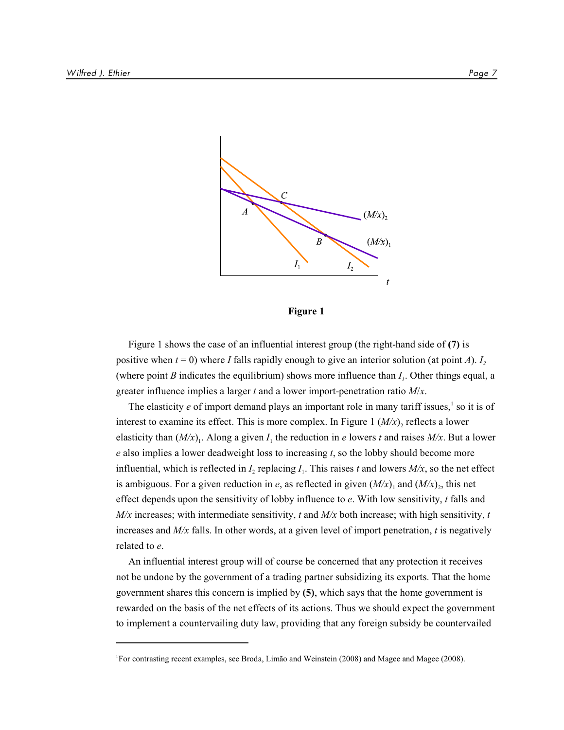Figure 1

Figure 1 shows the case of an influential interest group (the right-hand side of **(7)** is positive when $t = 0$) where $I$ falls rapidly enough to give an interior solution (at point $A$). $I_2$ (where point $B$ indicates the equilibrium) shows more influence than $I_1$. Other things equal, a greater influence implies a larger $t$ and a lower import-penetration ratio $M/x$.

The elasticity $e$ of import demand plays an important role in many tariff issues,[1] so it is of interest to examine its effect. This is more complex. In Figure 1 $(M/x)_2$ reflects a lower elasticity than $(M/x)_1$. Along a given $I_1$ the reduction in $e$ lowers $t$ and raises $M/x$. But a lower $e$ also implies a lower deadweight loss to increasing $t$, so the lobby should become more influential, which is reflected in $I_2$ replacing $I_1$. This raises $t$ and lowers $M/x$, so the net effect is ambiguous. For a given reduction in $e$, as reflected in given $(M/x)_1$ and $(M/x)_2$, this net effect depends upon the sensitivity of lobby influence to $e$. With low sensitivity, $t$ falls and $M/x$ increases; with intermediate sensitivity, $t$ and $M/x$ both increase; with high sensitivity, $t$ increases and $M/x$ falls. In other words, at a given level of import penetration, $t$ is negatively related to $e$.

An influential interest group will of course be concerned that any protection it receives not be undone by the government of a trading partner subsidizing its exports. That the home government shares this concern is implied by **(5)**, which says that the home government is rewarded on the basis of the net effects of its actions. Thus we should expect the government to implement a countervailing duty law, providing that any foreign subsidy be countervailed

---

[1] For contrasting recent examples, see Broda, Limão and Weinstein (2008) and Magee and Magee (2008).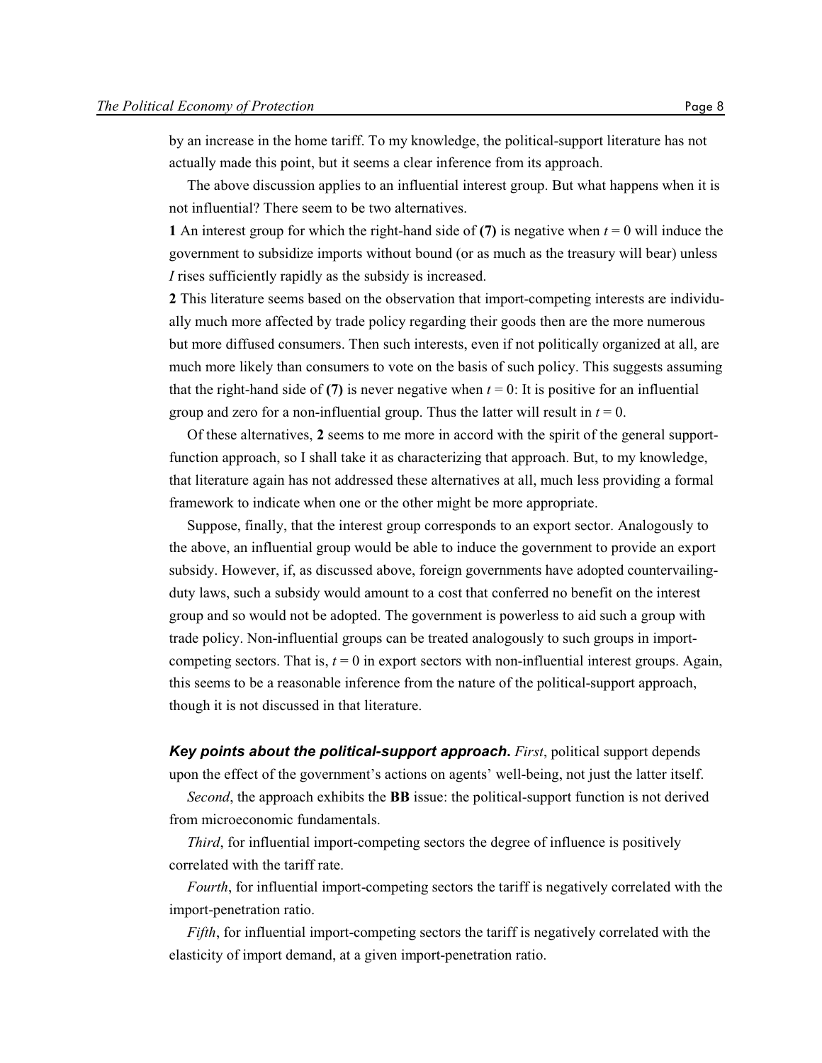by an increase in the home tariff. To my knowledge, the political-support literature has not actually made this point, but it seems a clear inference from its approach.

The above discussion applies to an influential interest group. But what happens when it is not influential? There seem to be two alternatives.

**1** An interest group for which the right-hand side of **(7)** is negative when $t = 0$ will induce the government to subsidize imports without bound (or as much as the treasury will bear) unless $I$ rises sufficiently rapidly as the subsidy is increased.

**2** This literature seems based on the observation that import-competing interests are individually much more affected by trade policy regarding their goods then are the more numerous but more diffused consumers. Then such interests, even if not politically organized at all, are much more likely than consumers to vote on the basis of such policy. This suggests assuming that the right-hand side of **(7)** is never negative when $t = 0$: It is positive for an influential group and zero for a non-influential group. Thus the latter will result in $t = 0$.

Of these alternatives, **2** seems to me more in accord with the spirit of the general support-function approach, so I shall take it as characterizing that approach. But, to my knowledge, that literature again has not addressed these alternatives at all, much less providing a formal framework to indicate when one or the other might be more appropriate.

Suppose, finally, that the interest group corresponds to an export sector. Analogously to the above, an influential group would be able to induce the government to provide an export subsidy. However, if, as discussed above, foreign governments have adopted countervailing-duty laws, such a subsidy would amount to a cost that conferred no benefit on the interest group and so would not be adopted. The government is powerless to aid such a group with trade policy. Non-influential groups can be treated analogously to such groups in import-competing sectors. That is, $t = 0$ in export sectors with non-influential interest groups. Again, this seems to be a reasonable inference from the nature of the political-support approach, though it is not discussed in that literature.

***Key points about the political-support approach.*** *First*, political support depends upon the effect of the government's actions on agents' well-being, not just the latter itself.

*Second*, the approach exhibits the **BB** issue: the political-support function is not derived from microeconomic fundamentals.

*Third*, for influential import-competing sectors the degree of influence is positively correlated with the tariff rate.

*Fourth*, for influential import-competing sectors the tariff is negatively correlated with the import-penetration ratio.

*Fifth*, for influential import-competing sectors the tariff is negatively correlated with the elasticity of import demand, at a given import-penetration ratio.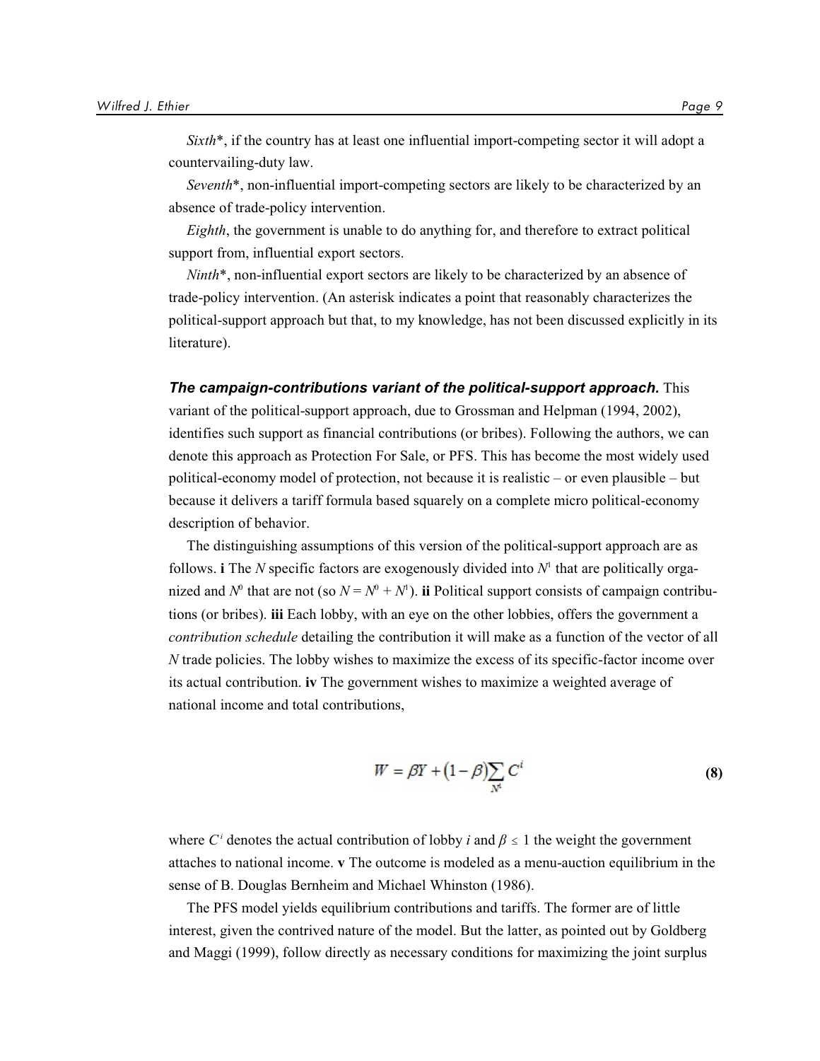*Sixth**, if the country has at least one influential import-competing sector it will adopt a countervailing-duty law.

*Seventh**, non-influential import-competing sectors are likely to be characterized by an absence of trade-policy intervention.

*Eighth*, the government is unable to do anything for, and therefore to extract political support from, influential export sectors.

*Ninth**, non-influential export sectors are likely to be characterized by an absence of trade-policy intervention. (An asterisk indicates a point that reasonably characterizes the political-support approach but that, to my knowledge, has not been discussed explicitly in its literature).

***The campaign-contributions variant of the political-support approach.*** This variant of the political-support approach, due to Grossman and Helpman (1994, 2002), identifies such support as financial contributions (or bribes). Following the authors, we can denote this approach as Protection For Sale, or PFS. This has become the most widely used political-economy model of protection, not because it is realistic – or even plausible – but because it delivers a tariff formula based squarely on a complete micro political-economy description of behavior.

The distinguishing assumptions of this version of the political-support approach are as follows. **i** The $N$ specific factors are exogenously divided into $N^1$ that are politically organized and $N^0$ that are not (so $N = N^0 + N^1$). **ii** Political support consists of campaign contributions (or bribes). **iii** Each lobby, with an eye on the other lobbies, offers the government a *contribution schedule* detailing the contribution it will make as a function of the vector of all $N$ trade policies. The lobby wishes to maximize the excess of its specific-factor income over its actual contribution. **iv** The government wishes to maximize a weighted average of national income and total contributions,

$$W = \beta Y + (1-\beta)\sum_{N^1} C^i \tag{8}$$

where $C^i$ denotes the actual contribution of lobby $i$ and $\beta \leq 1$ the weight the government attaches to national income. **v** The outcome is modeled as a menu-auction equilibrium in the sense of B. Douglas Bernheim and Michael Whinston (1986).

The PFS model yields equilibrium contributions and tariffs. The former are of little interest, given the contrived nature of the model. But the latter, as pointed out by Goldberg and Maggi (1999), follow directly as necessary conditions for maximizing the joint surplus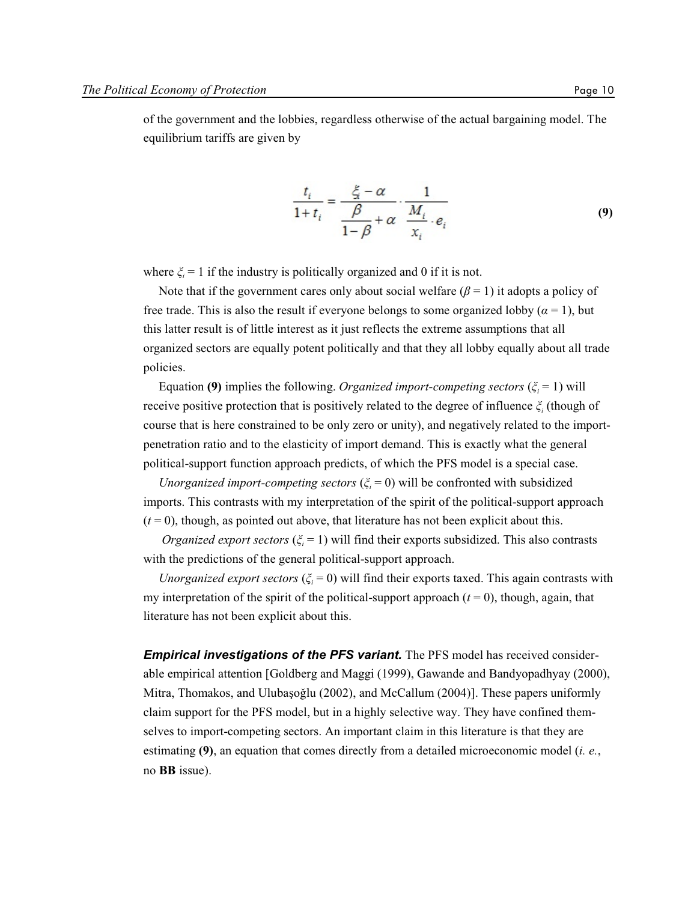of the government and the lobbies, regardless otherwise of the actual bargaining model. The equilibrium tariffs are given by

$$\frac{t_i}{1+t_i} = \frac{\xi_i - \alpha}{\dfrac{\beta}{1-\beta} + \alpha} \cdot \frac{1}{\dfrac{M_i}{x_i} \cdot e_i} \tag{9}$$

where $\xi_i = 1$ if the industry is politically organized and 0 if it is not.

Note that if the government cares only about social welfare ($\beta = 1$) it adopts a policy of free trade. This is also the result if everyone belongs to some organized lobby ($\alpha = 1$), but this latter result is of little interest as it just reflects the extreme assumptions that all organized sectors are equally potent politically and that they all lobby equally about all trade policies.

Equation **(9)** implies the following. *Organized import-competing sectors* ($\xi_i = 1$) will receive positive protection that is positively related to the degree of influence $\xi_i$ (though of course that is here constrained to be only zero or unity), and negatively related to the import-penetration ratio and to the elasticity of import demand. This is exactly what the general political-support function approach predicts, of which the PFS model is a special case.

*Unorganized import-competing sectors* ($\xi_i = 0$) will be confronted with subsidized imports. This contrasts with my interpretation of the spirit of the political-support approach ($t = 0$), though, as pointed out above, that literature has not been explicit about this.

*Organized export sectors* ($\xi_i = 1$) will find their exports subsidized. This also contrasts with the predictions of the general political-support approach.

*Unorganized export sectors* ($\xi_i = 0$) will find their exports taxed. This again contrasts with my interpretation of the spirit of the political-support approach ($t = 0$), though, again, that literature has not been explicit about this.

***Empirical investigations of the PFS variant.*** The PFS model has received considerable empirical attention [Goldberg and Maggi (1999), Gawande and Bandyopadhyay (2000), Mitra, Thomakos, and Ulubaşoğlu (2002), and McCallum (2004)]. These papers uniformly claim support for the PFS model, but in a highly selective way. They have confined themselves to import-competing sectors. An important claim in this literature is that they are estimating **(9)**, an equation that comes directly from a detailed microeconomic model (*i. e.*, no **BB** issue).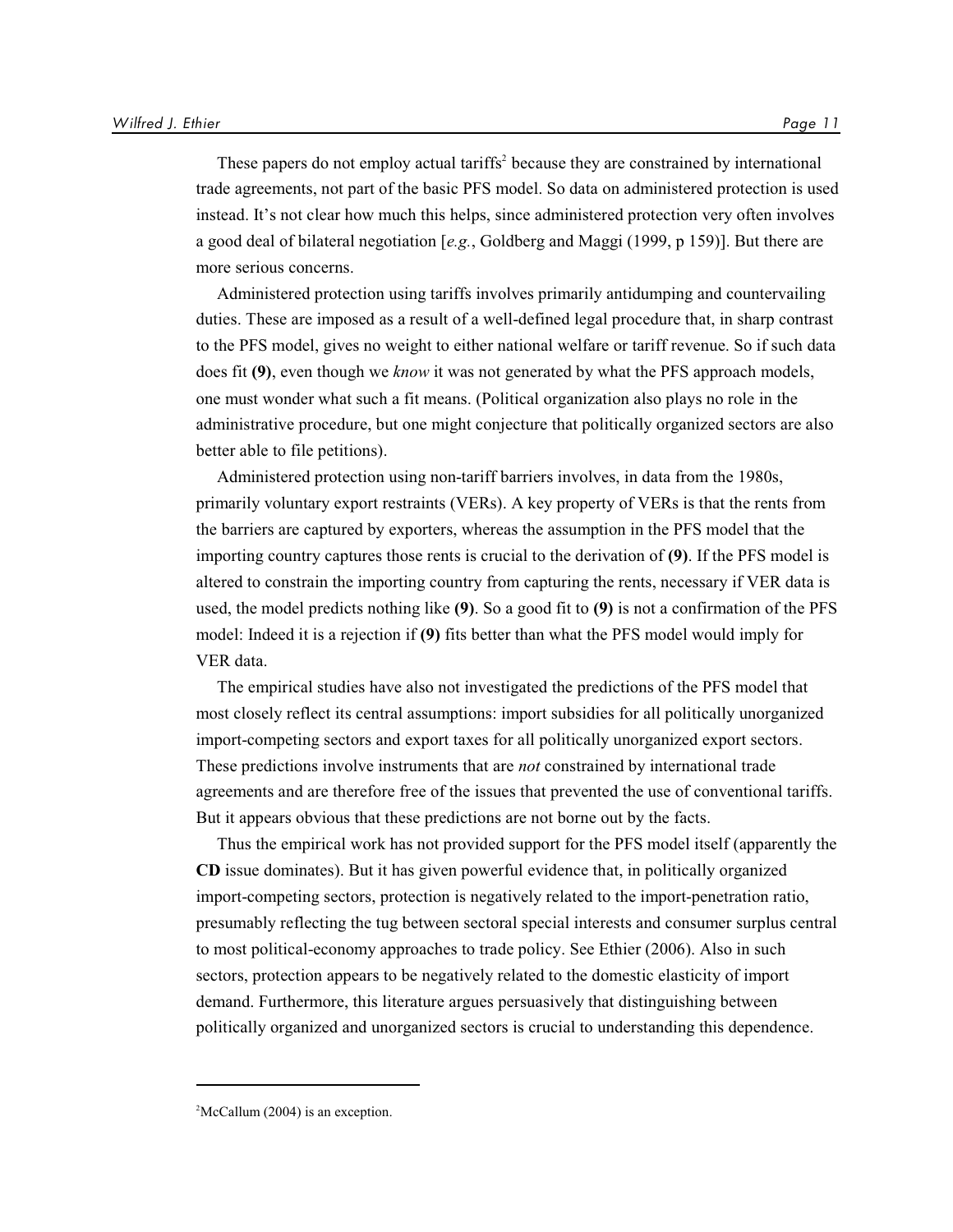These papers do not employ actual tariffs[2] because they are constrained by international trade agreements, not part of the basic PFS model. So data on administered protection is used instead. It's not clear how much this helps, since administered protection very often involves a good deal of bilateral negotiation [*e.g.*, Goldberg and Maggi (1999, p 159)]. But there are more serious concerns.

Administered protection using tariffs involves primarily antidumping and countervailing duties. These are imposed as a result of a well-defined legal procedure that, in sharp contrast to the PFS model, gives no weight to either national welfare or tariff revenue. So if such data does fit **(9)**, even though we *know* it was not generated by what the PFS approach models, one must wonder what such a fit means. (Political organization also plays no role in the administrative procedure, but one might conjecture that politically organized sectors are also better able to file petitions).

Administered protection using non-tariff barriers involves, in data from the 1980s, primarily voluntary export restraints (VERs). A key property of VERs is that the rents from the barriers are captured by exporters, whereas the assumption in the PFS model that the importing country captures those rents is crucial to the derivation of **(9)**. If the PFS model is altered to constrain the importing country from capturing the rents, necessary if VER data is used, the model predicts nothing like **(9)**. So a good fit to **(9)** is not a confirmation of the PFS model: Indeed it is a rejection if **(9)** fits better than what the PFS model would imply for VER data.

The empirical studies have also not investigated the predictions of the PFS model that most closely reflect its central assumptions: import subsidies for all politically unorganized import-competing sectors and export taxes for all politically unorganized export sectors. These predictions involve instruments that are *not* constrained by international trade agreements and are therefore free of the issues that prevented the use of conventional tariffs. But it appears obvious that these predictions are not borne out by the facts.

Thus the empirical work has not provided support for the PFS model itself (apparently the **CD** issue dominates). But it has given powerful evidence that, in politically organized import-competing sectors, protection is negatively related to the import-penetration ratio, presumably reflecting the tug between sectoral special interests and consumer surplus central to most political-economy approaches to trade policy. See Ethier (2006). Also in such sectors, protection appears to be negatively related to the domestic elasticity of import demand. Furthermore, this literature argues persuasively that distinguishing between politically organized and unorganized sectors is crucial to understanding this dependence.

---

[2] McCallum (2004) is an exception.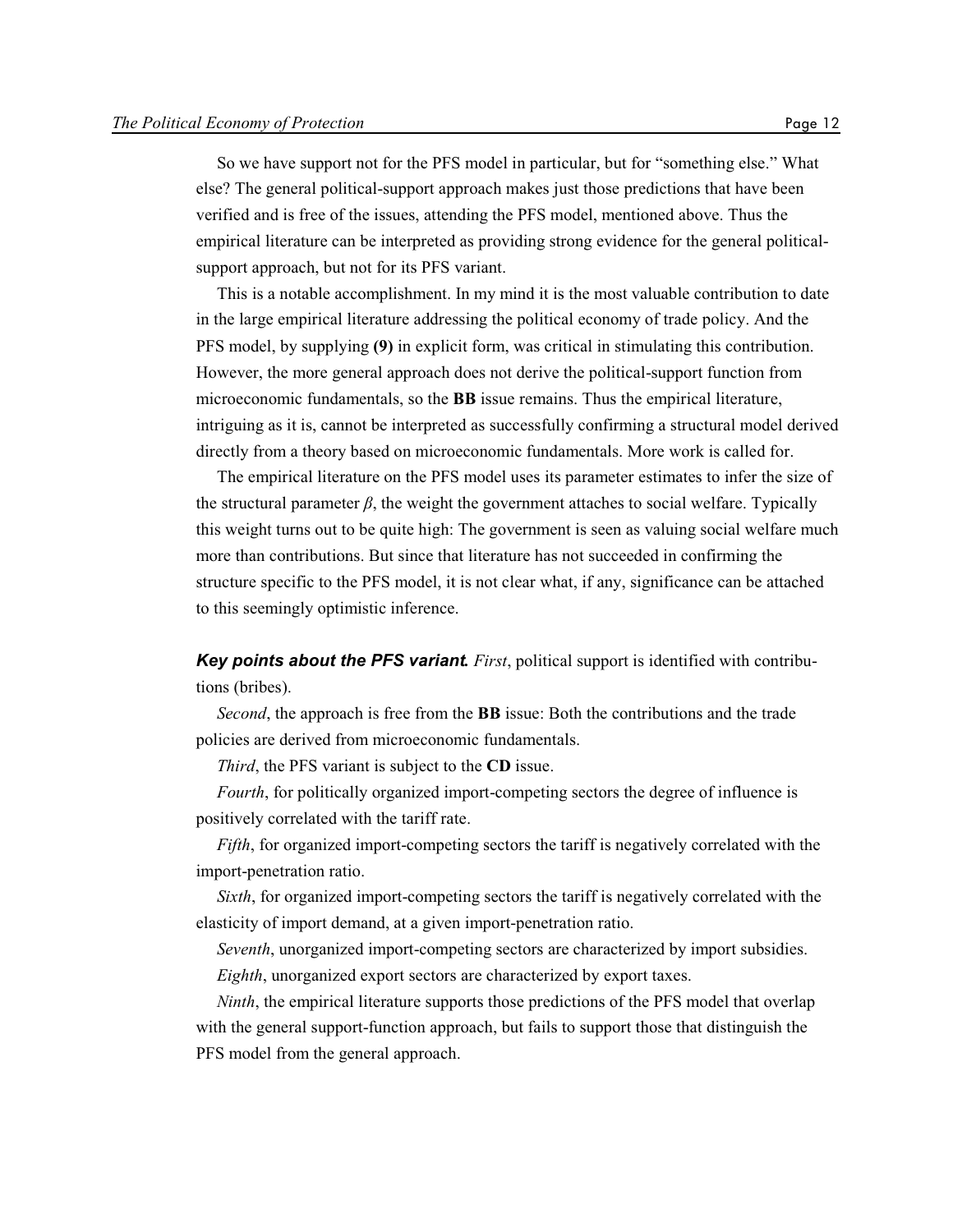So we have support not for the PFS model in particular, but for "something else." What else? The general political-support approach makes just those predictions that have been verified and is free of the issues, attending the PFS model, mentioned above. Thus the empirical literature can be interpreted as providing strong evidence for the general political-support approach, but not for its PFS variant.

This is a notable accomplishment. In my mind it is the most valuable contribution to date in the large empirical literature addressing the political economy of trade policy. And the PFS model, by supplying **(9)** in explicit form, was critical in stimulating this contribution. However, the more general approach does not derive the political-support function from microeconomic fundamentals, so the **BB** issue remains. Thus the empirical literature, intriguing as it is, cannot be interpreted as successfully confirming a structural model derived directly from a theory based on microeconomic fundamentals. More work is called for.

The empirical literature on the PFS model uses its parameter estimates to infer the size of the structural parameter $\beta$, the weight the government attaches to social welfare. Typically this weight turns out to be quite high: The government is seen as valuing social welfare much more than contributions. But since that literature has not succeeded in confirming the structure specific to the PFS model, it is not clear what, if any, significance can be attached to this seemingly optimistic inference.

***Key points about the PFS variant.*** *First*, political support is identified with contributions (bribes).

*Second*, the approach is free from the **BB** issue: Both the contributions and the trade policies are derived from microeconomic fundamentals.

*Third*, the PFS variant is subject to the **CD** issue.

*Fourth*, for politically organized import-competing sectors the degree of influence is positively correlated with the tariff rate.

*Fifth*, for organized import-competing sectors the tariff is negatively correlated with the import-penetration ratio.

*Sixth*, for organized import-competing sectors the tariff is negatively correlated with the elasticity of import demand, at a given import-penetration ratio.

*Seventh*, unorganized import-competing sectors are characterized by import subsidies.

*Eighth*, unorganized export sectors are characterized by export taxes.

*Ninth*, the empirical literature supports those predictions of the PFS model that overlap with the general support-function approach, but fails to support those that distinguish the PFS model from the general approach.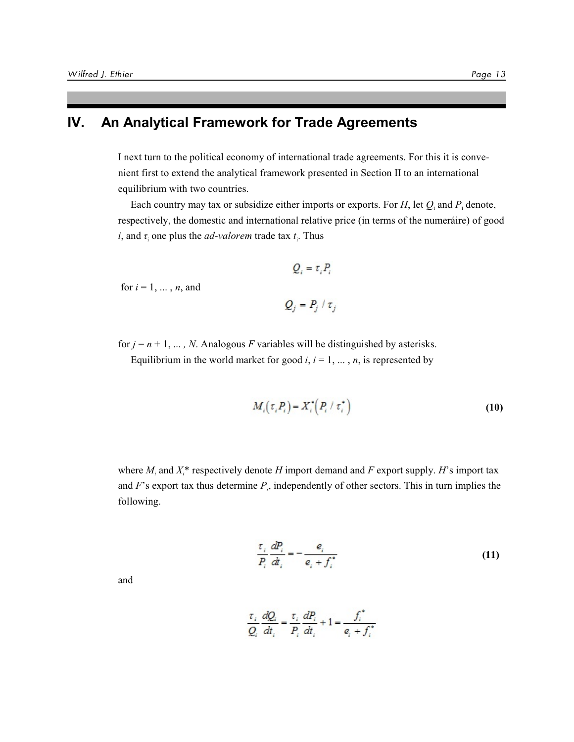# IV. An Analytical Framework for Trade Agreements

I next turn to the political economy of international trade agreements. For this it is convenient first to extend the analytical framework presented in Section II to an international equilibrium with two countries.

Each country may tax or subsidize either imports or exports. For $H$, let $Q_i$ and $P_i$ denote, respectively, the domestic and international relative price (in terms of the numeráire) of good $i$, and $\tau_i$ one plus the *ad-valorem* trade tax $t_i$. Thus

$$Q_i = \tau_i P_i$$

for $i = 1, \ldots, n$, and

$$Q_j = P_j / \tau_j$$

for $j = n + 1, \ldots, N$. Analogous $F$ variables will be distinguished by asterisks.

Equilibrium in the world market for good $i$, $i = 1, \ldots, n$, is represented by

$$M_i(\tau_i P_i) = X_i^*(P_i / \tau_i^*) \tag{10}$$

where $M_i$ and $X_i$* respectively denote $H$ import demand and $F$ export supply. $H$'s import tax and $F$'s export tax thus determine $P_i$, independently of other sectors. This in turn implies the following.

$$\frac{\tau_i}{P_i}\frac{dP_i}{dt_i} = -\frac{e_i}{e_i + f_i^*} \tag{11}$$

and

$$\frac{\tau_i}{Q_i}\frac{dQ_i}{dt_i} = \frac{\tau_i}{P_i}\frac{dP_i}{dt_i} + 1 = \frac{f_i^*}{e_i + f_i^*}$$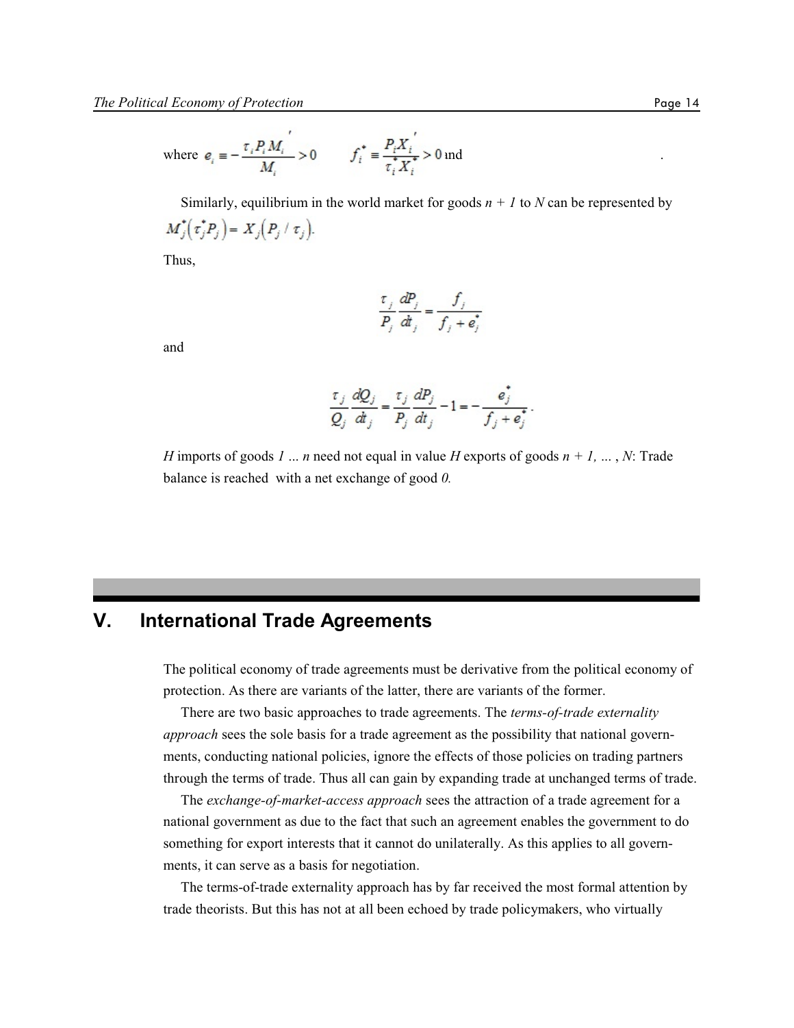where $e_i \equiv -\frac{\tau_i P_i M_i'}{M_i} > 0$ $\qquad f_i^* \equiv \frac{P_i X_i'}{\tau_i^* X_i^*} > 0$ and .

Similarly, equilibrium in the world market for goods $n + 1$ to $N$ can be represented by $M_j^*(\tau_j^* P_j) = X_j(P_j / \tau_j)$.

Thus,

$$\frac{\tau_j}{P_j}\frac{dP_j}{dt_j} = \frac{f_j}{f_j + e_j^*}$$

and

$$\frac{\tau_j}{Q_j}\frac{dQ_j}{dt_j} = \frac{\tau_j}{P_j}\frac{dP_j}{dt_j} - 1 = -\frac{e_j^*}{f_j + e_j^*}.$$

$H$ imports of goods $1 \ldots n$ need not equal in value $H$ exports of goods $n + 1, \ldots, N$: Trade balance is reached with a net exchange of good $0$.

# V. International Trade Agreements

The political economy of trade agreements must be derivative from the political economy of protection. As there are variants of the latter, there are variants of the former.

There are two basic approaches to trade agreements. The *terms-of-trade externality approach* sees the sole basis for a trade agreement as the possibility that national governments, conducting national policies, ignore the effects of those policies on trading partners through the terms of trade. Thus all can gain by expanding trade at unchanged terms of trade.

The *exchange-of-market-access approach* sees the attraction of a trade agreement for a national government as due to the fact that such an agreement enables the government to do something for export interests that it cannot do unilaterally. As this applies to all governments, it can serve as a basis for negotiation.

The terms-of-trade externality approach has by far received the most formal attention by trade theorists. But this has not at all been echoed by trade policymakers, who virtually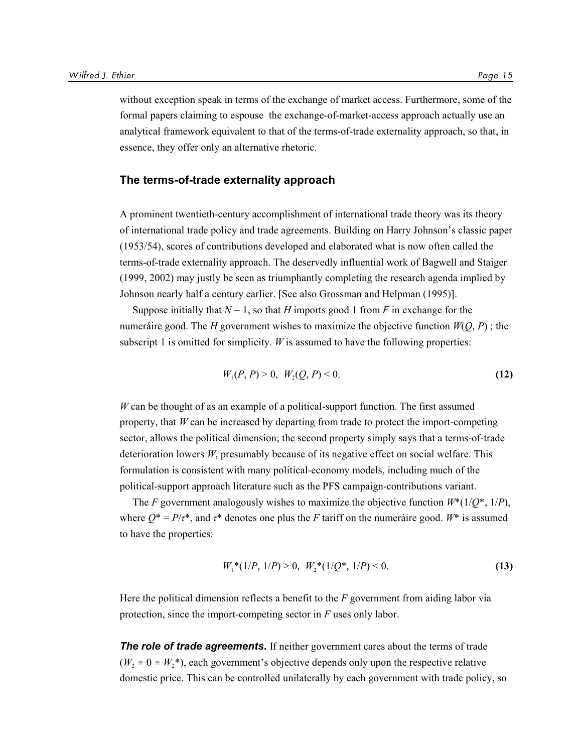without exception speak in terms of the exchange of market access. Furthermore, some of the formal papers claiming to espouse the exchange-of-market-access approach actually use an analytical framework equivalent to that of the terms-of-trade externality approach, so that, in essence, they offer only an alternative rhetoric.

### The terms-of-trade externality approach

A prominent twentieth-century accomplishment of international trade theory was its theory of international trade policy and trade agreements. Building on Harry Johnson's classic paper (1953/54), scores of contributions developed and elaborated what is now often called the terms-of-trade externality approach. The deservedly influential work of Bagwell and Staiger (1999, 2002) may justly be seen as triumphantly completing the research agenda implied by Johnson nearly half a century earlier. [See also Grossman and Helpman (1995)].

Suppose initially that $N = 1$, so that $H$ imports good 1 from $F$ in exchange for the numeráire good. The $H$ government wishes to maximize the objective function $W(Q, P)$ ; the subscript 1 is omitted for simplicity. $W$ is assumed to have the following properties:

$$W_1(P, P) > 0, \;\; W_2(Q, P) < 0. \tag{12}$$

$W$ can be thought of as an example of a political-support function. The first assumed property, that $W$ can be increased by departing from trade to protect the import-competing sector, allows the political dimension; the second property simply says that a terms-of-trade deterioration lowers $W$, presumably because of its negative effect on social welfare. This formulation is consistent with many political-economy models, including much of the political-support approach literature such as the PFS campaign-contributions variant.

The $F$ government analogously wishes to maximize the objective function $W^*(1/Q^*, 1/P)$, where $Q^* = P/\tau^*$, and $\tau^*$ denotes one plus the $F$ tariff on the numeráire good. $W^*$ is assumed to have the properties:

$$W_1^*(1/P, 1/P) > 0, \;\; W_2^*(1/Q^*, 1/P) < 0. \tag{13}$$

Here the political dimension reflects a benefit to the $F$ government from aiding labor via protection, since the import-competing sector in $F$ uses only labor.

***The role of trade agreements*.** If neither government cares about the terms of trade ($W_2 \equiv 0 \equiv W_2^*$), each government's objective depends only upon the respective relative domestic price. This can be controlled unilaterally by each government with trade policy, so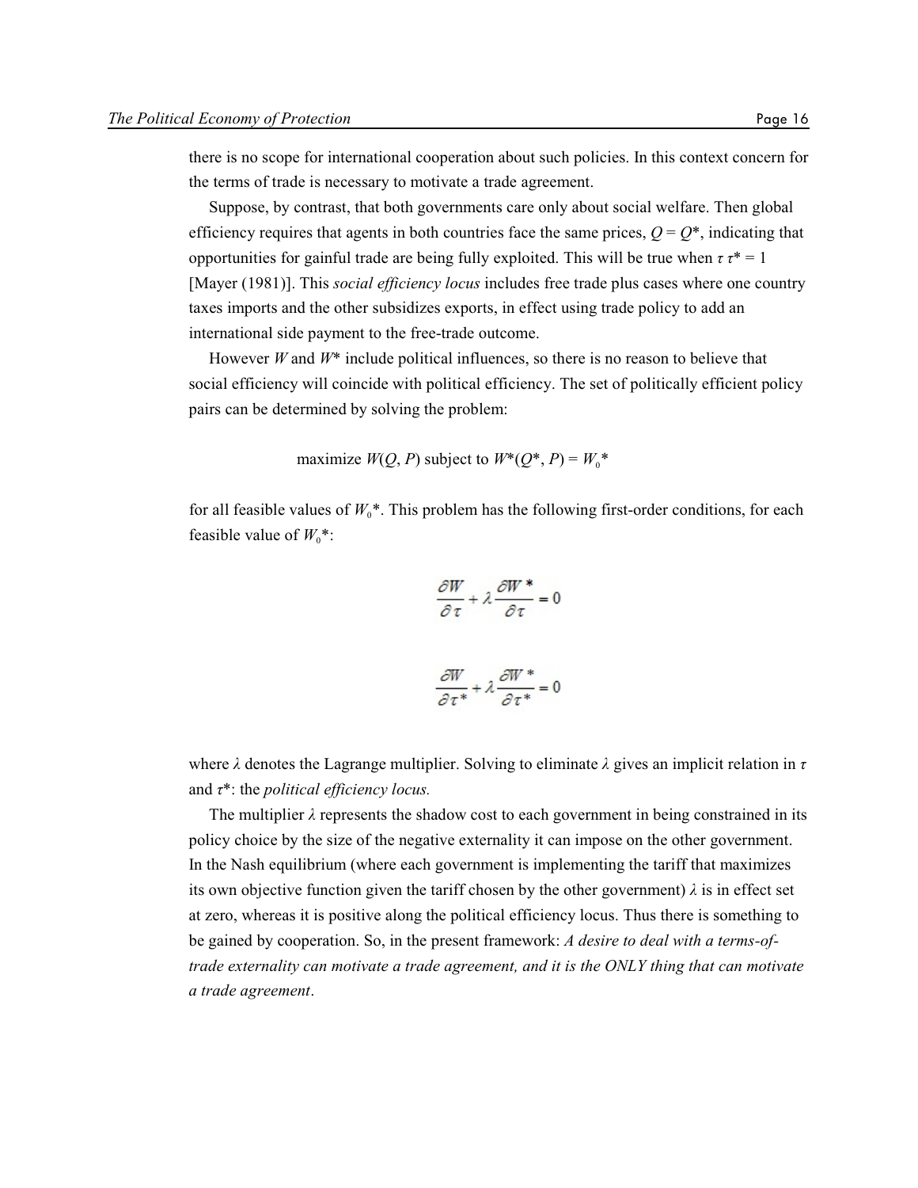there is no scope for international cooperation about such policies. In this context concern for the terms of trade is necessary to motivate a trade agreement.

Suppose, by contrast, that both governments care only about social welfare. Then global efficiency requires that agents in both countries face the same prices, $Q = Q^*$, indicating that opportunities for gainful trade are being fully exploited. This will be true when $\tau \tau^* = 1$ [Mayer (1981)]. This *social efficiency locus* includes free trade plus cases where one country taxes imports and the other subsidizes exports, in effect using trade policy to add an international side payment to the free-trade outcome.

However $W$ and $W^*$ include political influences, so there is no reason to believe that social efficiency will coincide with political efficiency. The set of politically efficient policy pairs can be determined by solving the problem:

$$\text{maximize } W(Q, P) \text{ subject to } W^*(Q^*, P) = W_0^*$$

for all feasible values of $W_0^*$. This problem has the following first-order conditions, for each feasible value of $W_0^*$:

$$\frac{\partial W}{\partial \tau} + \lambda \frac{\partial W^*}{\partial \tau} = 0$$

$$\frac{\partial W}{\partial \tau^*} + \lambda \frac{\partial W^*}{\partial \tau^*} = 0$$

where $\lambda$ denotes the Lagrange multiplier. Solving to eliminate $\lambda$ gives an implicit relation in $\tau$ and $\tau^*$: the *political efficiency locus.*

The multiplier $\lambda$ represents the shadow cost to each government in being constrained in its policy choice by the size of the negative externality it can impose on the other government. In the Nash equilibrium (where each government is implementing the tariff that maximizes its own objective function given the tariff chosen by the other government) $\lambda$ is in effect set at zero, whereas it is positive along the political efficiency locus. Thus there is something to be gained by cooperation. So, in the present framework: *A desire to deal with a terms-of-trade externality can motivate a trade agreement, and it is the ONLY thing that can motivate a trade agreement*.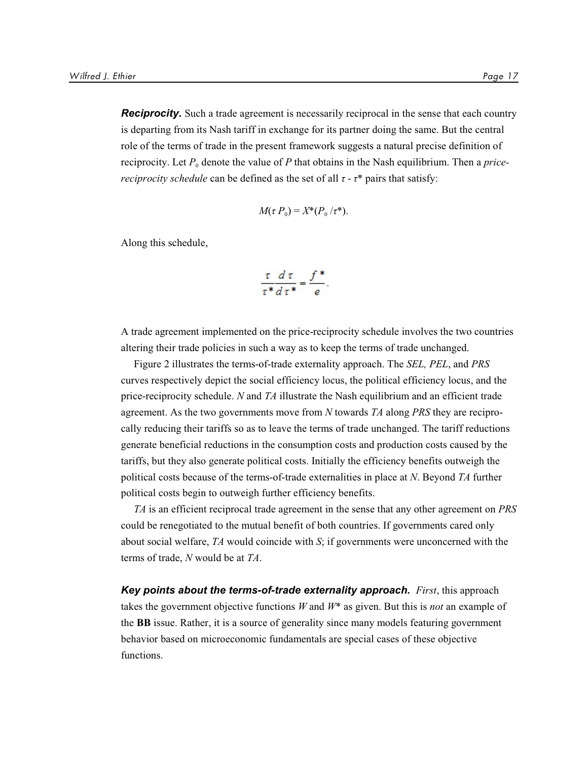***Reciprocity***. Such a trade agreement is necessarily reciprocal in the sense that each country is departing from its Nash tariff in exchange for its partner doing the same. But the central role of the terms of trade in the present framework suggests a natural precise definition of reciprocity. Let $P_0$ denote the value of $P$ that obtains in the Nash equilibrium. Then a *price-reciprocity schedule* can be defined as the set of all $\tau$ - $\tau^*$ pairs that satisfy:

$$M(\tau P_0) = X^*(P_0 / \tau^*).$$

Along this schedule,

$$\frac{\tau}{\tau^*}\frac{d\tau}{d\tau^*} = \frac{f^*}{e}.$$

A trade agreement implemented on the price-reciprocity schedule involves the two countries altering their trade policies in such a way as to keep the terms of trade unchanged.

Figure 2 illustrates the terms-of-trade externality approach. The *SEL, PEL*, and *PRS* curves respectively depict the social efficiency locus, the political efficiency locus, and the price-reciprocity schedule. *N* and *TA* illustrate the Nash equilibrium and an efficient trade agreement. As the two governments move from *N* towards *TA* along *PRS* they are reciprocally reducing their tariffs so as to leave the terms of trade unchanged. The tariff reductions generate beneficial reductions in the consumption costs and production costs caused by the tariffs, but they also generate political costs. Initially the efficiency benefits outweigh the political costs because of the terms-of-trade externalities in place at *N*. Beyond *TA* further political costs begin to outweigh further efficiency benefits.

*TA* is an efficient reciprocal trade agreement in the sense that any other agreement on *PRS* could be renegotiated to the mutual benefit of both countries. If governments cared only about social welfare, *TA* would coincide with *S*; if governments were unconcerned with the terms of trade, *N* would be at *TA*.

***Key points about the terms-of-trade externality approach.*** *First*, this approach takes the government objective functions *W* and *W\** as given. But this is *not* an example of the **BB** issue. Rather, it is a source of generality since many models featuring government behavior based on microeconomic fundamentals are special cases of these objective functions.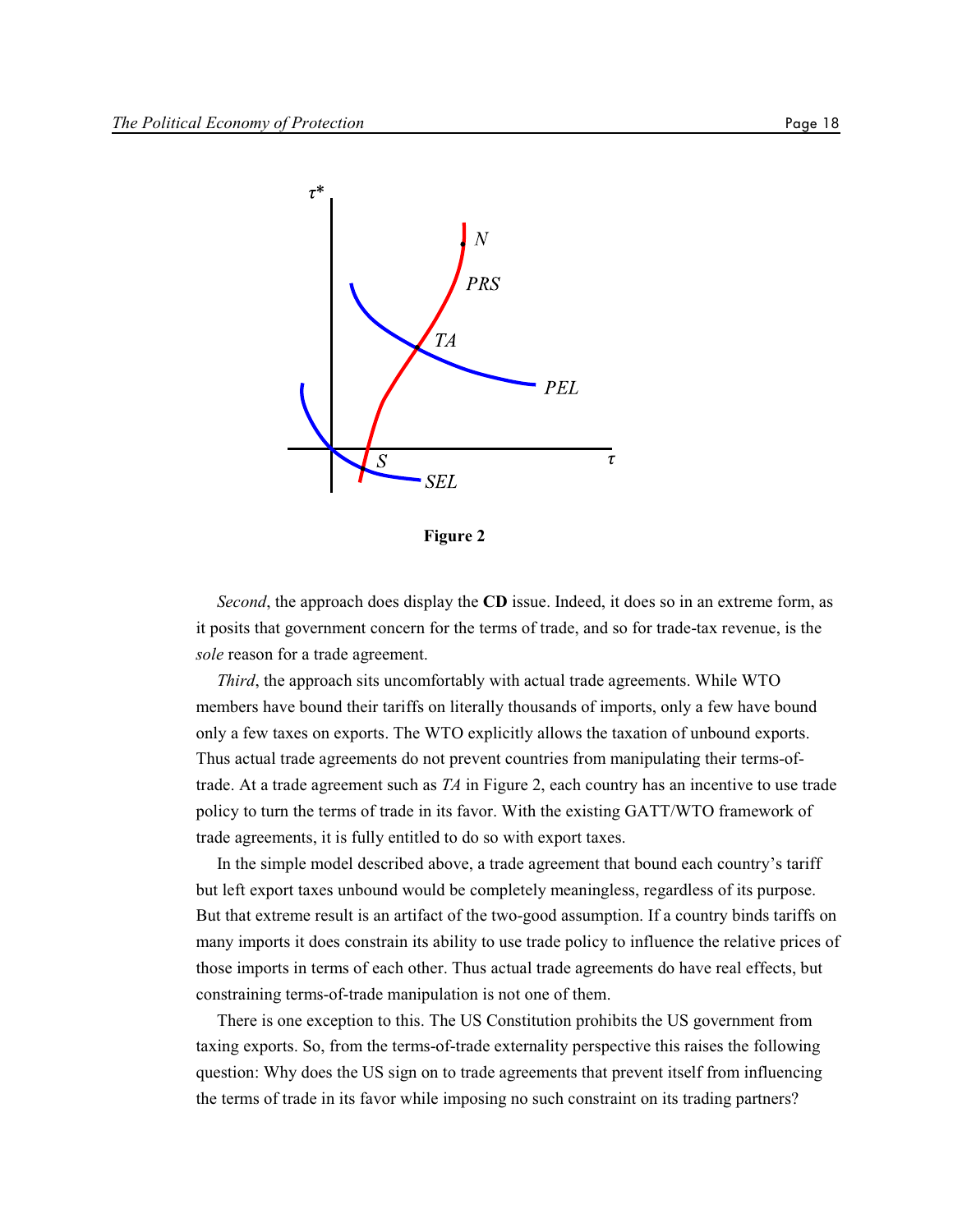Figure 2

*Second*, the approach does display the **CD** issue. Indeed, it does so in an extreme form, as it posits that government concern for the terms of trade, and so for trade-tax revenue, is the *sole* reason for a trade agreement.

*Third*, the approach sits uncomfortably with actual trade agreements. While WTO members have bound their tariffs on literally thousands of imports, only a few have bound only a few taxes on exports. The WTO explicitly allows the taxation of unbound exports. Thus actual trade agreements do not prevent countries from manipulating their terms-of-trade. At a trade agreement such as *TA* in Figure 2, each country has an incentive to use trade policy to turn the terms of trade in its favor. With the existing GATT/WTO framework of trade agreements, it is fully entitled to do so with export taxes.

In the simple model described above, a trade agreement that bound each country's tariff but left export taxes unbound would be completely meaningless, regardless of its purpose. But that extreme result is an artifact of the two-good assumption. If a country binds tariffs on many imports it does constrain its ability to use trade policy to influence the relative prices of those imports in terms of each other. Thus actual trade agreements do have real effects, but constraining terms-of-trade manipulation is not one of them.

There is one exception to this. The US Constitution prohibits the US government from taxing exports. So, from the terms-of-trade externality perspective this raises the following question: Why does the US sign on to trade agreements that prevent itself from influencing the terms of trade in its favor while imposing no such constraint on its trading partners?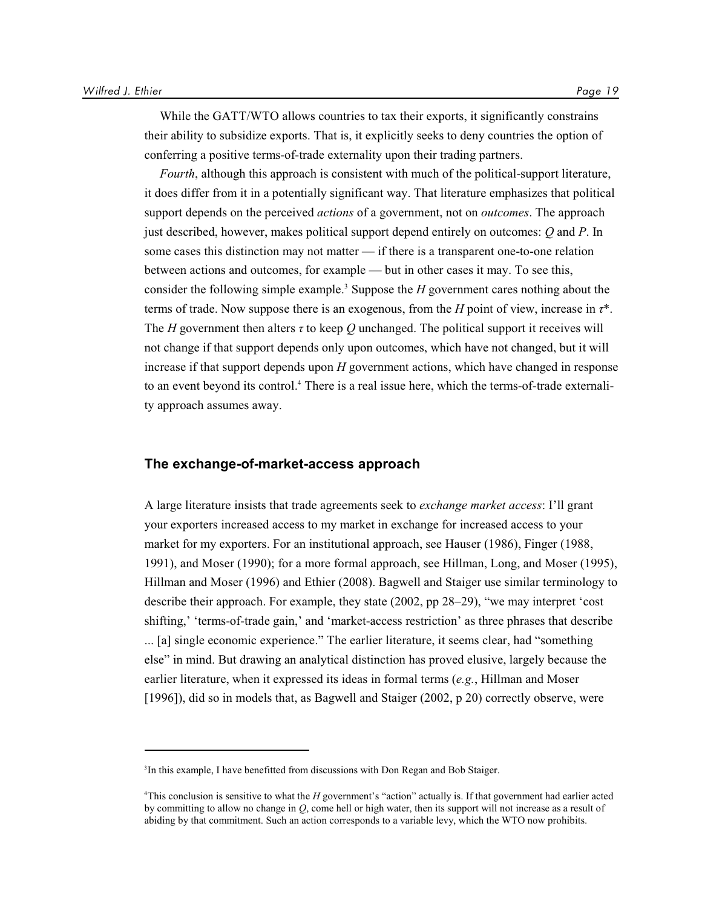While the GATT/WTO allows countries to tax their exports, it significantly constrains their ability to subsidize exports. That is, it explicitly seeks to deny countries the option of conferring a positive terms-of-trade externality upon their trading partners.

*Fourth*, although this approach is consistent with much of the political-support literature, it does differ from it in a potentially significant way. That literature emphasizes that political support depends on the perceived *actions* of a government, not on *outcomes*. The approach just described, however, makes political support depend entirely on outcomes: $Q$ and $P$. In some cases this distinction may not matter — if there is a transparent one-to-one relation between actions and outcomes, for example — but in other cases it may. To see this, consider the following simple example.[3] Suppose the $H$ government cares nothing about the terms of trade. Now suppose there is an exogenous, from the $H$ point of view, increase in $\tau^*$. The $H$ government then alters $\tau$ to keep $Q$ unchanged. The political support it receives will not change if that support depends only upon outcomes, which have not changed, but it will increase if that support depends upon $H$ government actions, which have changed in response to an event beyond its control.[4] There is a real issue here, which the terms-of-trade externality approach assumes away.

## The exchange-of-market-access approach

A large literature insists that trade agreements seek to *exchange market access*: I'll grant your exporters increased access to my market in exchange for increased access to your market for my exporters. For an institutional approach, see Hauser (1986), Finger (1988, 1991), and Moser (1990); for a more formal approach, see Hillman, Long, and Moser (1995), Hillman and Moser (1996) and Ethier (2008). Bagwell and Staiger use similar terminology to describe their approach. For example, they state (2002, pp 28–29), "we may interpret 'cost shifting,' 'terms-of-trade gain,' and 'market-access restriction' as three phrases that describe ... [a] single economic experience." The earlier literature, it seems clear, had "something else" in mind. But drawing an analytical distinction has proved elusive, largely because the earlier literature, when it expressed its ideas in formal terms (*e.g.*, Hillman and Moser [1996]), did so in models that, as Bagwell and Staiger (2002, p 20) correctly observe, were

---

[3] In this example, I have benefitted from discussions with Don Regan and Bob Staiger.

[4] This conclusion is sensitive to what the $H$ government's "action" actually is. If that government had earlier acted by committing to allow no change in $Q$, come hell or high water, then its support will not increase as a result of abiding by that commitment. Such an action corresponds to a variable levy, which the WTO now prohibits.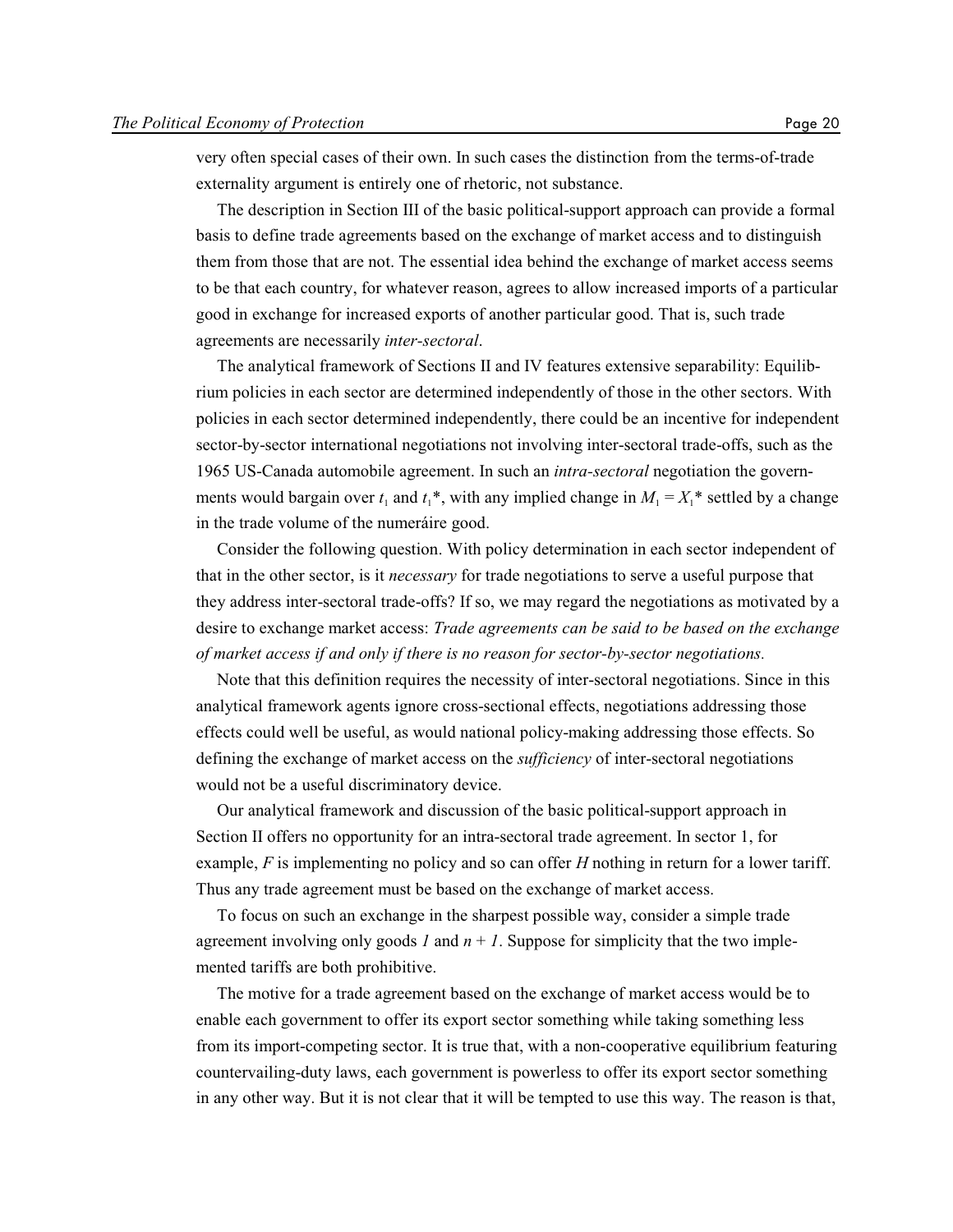very often special cases of their own. In such cases the distinction from the terms-of-trade externality argument is entirely one of rhetoric, not substance.

The description in Section III of the basic political-support approach can provide a formal basis to define trade agreements based on the exchange of market access and to distinguish them from those that are not. The essential idea behind the exchange of market access seems to be that each country, for whatever reason, agrees to allow increased imports of a particular good in exchange for increased exports of another particular good. That is, such trade agreements are necessarily *inter-sectoral*.

The analytical framework of Sections II and IV features extensive separability: Equilibrium policies in each sector are determined independently of those in the other sectors. With policies in each sector determined independently, there could be an incentive for independent sector-by-sector international negotiations not involving inter-sectoral trade-offs, such as the 1965 US-Canada automobile agreement. In such an *intra-sectoral* negotiation the governments would bargain over $t_1$ and $t_1$*, with any implied change in $M_1 = X_1$* settled by a change in the trade volume of the numeráire good.

Consider the following question. With policy determination in each sector independent of that in the other sector, is it *necessary* for trade negotiations to serve a useful purpose that they address inter-sectoral trade-offs? If so, we may regard the negotiations as motivated by a desire to exchange market access: *Trade agreements can be said to be based on the exchange of market access if and only if there is no reason for sector-by-sector negotiations.*

Note that this definition requires the necessity of inter-sectoral negotiations. Since in this analytical framework agents ignore cross-sectional effects, negotiations addressing those effects could well be useful, as would national policy-making addressing those effects. So defining the exchange of market access on the *sufficiency* of inter-sectoral negotiations would not be a useful discriminatory device.

Our analytical framework and discussion of the basic political-support approach in Section II offers no opportunity for an intra-sectoral trade agreement. In sector 1, for example, $F$ is implementing no policy and so can offer $H$ nothing in return for a lower tariff. Thus any trade agreement must be based on the exchange of market access.

To focus on such an exchange in the sharpest possible way, consider a simple trade agreement involving only goods $1$ and $n + 1$. Suppose for simplicity that the two implemented tariffs are both prohibitive.

The motive for a trade agreement based on the exchange of market access would be to enable each government to offer its export sector something while taking something less from its import-competing sector. It is true that, with a non-cooperative equilibrium featuring countervailing-duty laws, each government is powerless to offer its export sector something in any other way. But it is not clear that it will be tempted to use this way. The reason is that,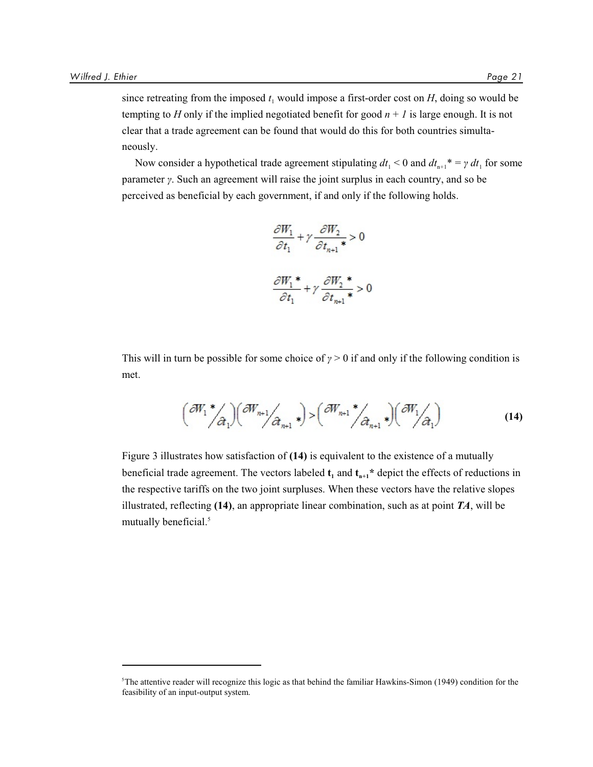since retreating from the imposed $t_1$ would impose a first-order cost on $H$, doing so would be tempting to $H$ only if the implied negotiated benefit for good $n + 1$ is large enough. It is not clear that a trade agreement can be found that would do this for both countries simultaneously.

Now consider a hypothetical trade agreement stipulating $dt_1 < 0$ and $dt_{n+1}^* = \gamma\, dt_1$ for some parameter $\gamma$. Such an agreement will raise the joint surplus in each country, and so be perceived as beneficial by each government, if and only if the following holds.

$$\frac{\partial W_1}{\partial t_1} + \gamma \frac{\partial W_2}{\partial t_{n+1}{}^*} > 0$$

$$\frac{\partial W_1{}^*}{\partial t_1} + \gamma \frac{\partial W_2{}^*}{\partial t_{n+1}{}^*} > 0$$

This will in turn be possible for some choice of $\gamma > 0$ if and only if the following condition is met.

$$\left( \partial W_1{}^* \big/ \partial t_1 \right)\left( \partial W_{n+1} \big/ \partial t_{n+1}{}^* \right) > \left( \partial W_{n+1}{}^* \big/ \partial t_{n+1}{}^* \right)\left( \partial W_1 \big/ \partial t_1 \right) \tag{14}$$

Figure 3 illustrates how satisfaction of **(14)** is equivalent to the existence of a mutually beneficial trade agreement. The vectors labeled $\mathbf{t_1}$ and $\mathbf{t_{n+1}^*}$ depict the effects of reductions in the respective tariffs on the two joint surpluses. When these vectors have the relative slopes illustrated, reflecting **(14)**, an appropriate linear combination, such as at point ***TA***, will be mutually beneficial.[5]

[5] The attentive reader will recognize this logic as that behind the familiar Hawkins-Simon (1949) condition for the feasibility of an input-output system.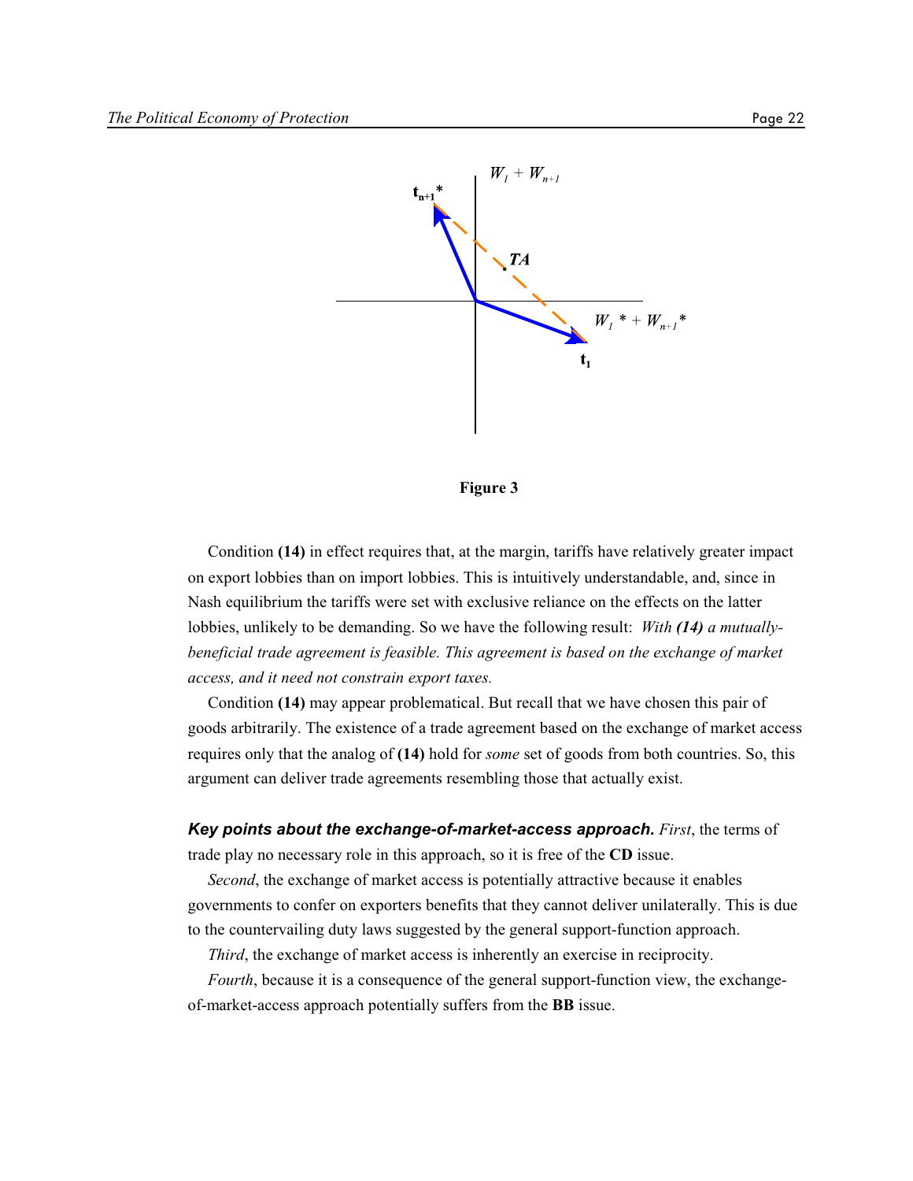Figure 3

Condition **(14)** in effect requires that, at the margin, tariffs have relatively greater impact on export lobbies than on import lobbies. This is intuitively understandable, and, since in Nash equilibrium the tariffs were set with exclusive reliance on the effects on the latter lobbies, unlikely to be demanding. So we have the following result: *With **(14)** a mutually-beneficial trade agreement is feasible. This agreement is based on the exchange of market access, and it need not constrain export taxes.*

Condition **(14)** may appear problematical. But recall that we have chosen this pair of goods arbitrarily. The existence of a trade agreement based on the exchange of market access requires only that the analog of **(14)** hold for *some* set of goods from both countries. So, this argument can deliver trade agreements resembling those that actually exist.

***Key points about the exchange-of-market-access approach.*** *First*, the terms of trade play no necessary role in this approach, so it is free of the **CD** issue.

*Second*, the exchange of market access is potentially attractive because it enables governments to confer on exporters benefits that they cannot deliver unilaterally. This is due to the countervailing duty laws suggested by the general support-function approach.

*Third*, the exchange of market access is inherently an exercise in reciprocity.

*Fourth*, because it is a consequence of the general support-function view, the exchange-of-market-access approach potentially suffers from the **BB** issue.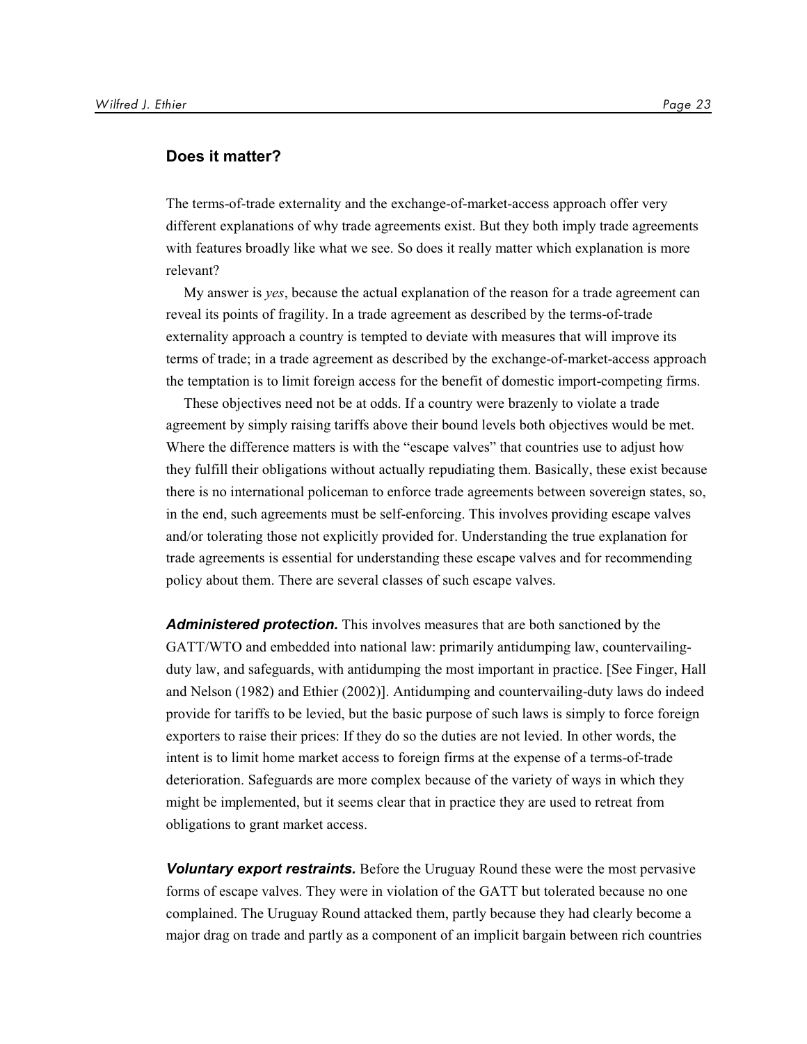## Does it matter?

The terms-of-trade externality and the exchange-of-market-access approach offer very different explanations of why trade agreements exist. But they both imply trade agreements with features broadly like what we see. So does it really matter which explanation is more relevant?

My answer is *yes*, because the actual explanation of the reason for a trade agreement can reveal its points of fragility. In a trade agreement as described by the terms-of-trade externality approach a country is tempted to deviate with measures that will improve its terms of trade; in a trade agreement as described by the exchange-of-market-access approach the temptation is to limit foreign access for the benefit of domestic import-competing firms.

These objectives need not be at odds. If a country were brazenly to violate a trade agreement by simply raising tariffs above their bound levels both objectives would be met. Where the difference matters is with the "escape valves" that countries use to adjust how they fulfill their obligations without actually repudiating them. Basically, these exist because there is no international policeman to enforce trade agreements between sovereign states, so, in the end, such agreements must be self-enforcing. This involves providing escape valves and/or tolerating those not explicitly provided for. Understanding the true explanation for trade agreements is essential for understanding these escape valves and for recommending policy about them. There are several classes of such escape valves.

***Administered protection.*** This involves measures that are both sanctioned by the GATT/WTO and embedded into national law: primarily antidumping law, countervailing-duty law, and safeguards, with antidumping the most important in practice. [See Finger, Hall and Nelson (1982) and Ethier (2002)]. Antidumping and countervailing-duty laws do indeed provide for tariffs to be levied, but the basic purpose of such laws is simply to force foreign exporters to raise their prices: If they do so the duties are not levied. In other words, the intent is to limit home market access to foreign firms at the expense of a terms-of-trade deterioration. Safeguards are more complex because of the variety of ways in which they might be implemented, but it seems clear that in practice they are used to retreat from obligations to grant market access.

***Voluntary export restraints.*** Before the Uruguay Round these were the most pervasive forms of escape valves. They were in violation of the GATT but tolerated because no one complained. The Uruguay Round attacked them, partly because they had clearly become a major drag on trade and partly as a component of an implicit bargain between rich countries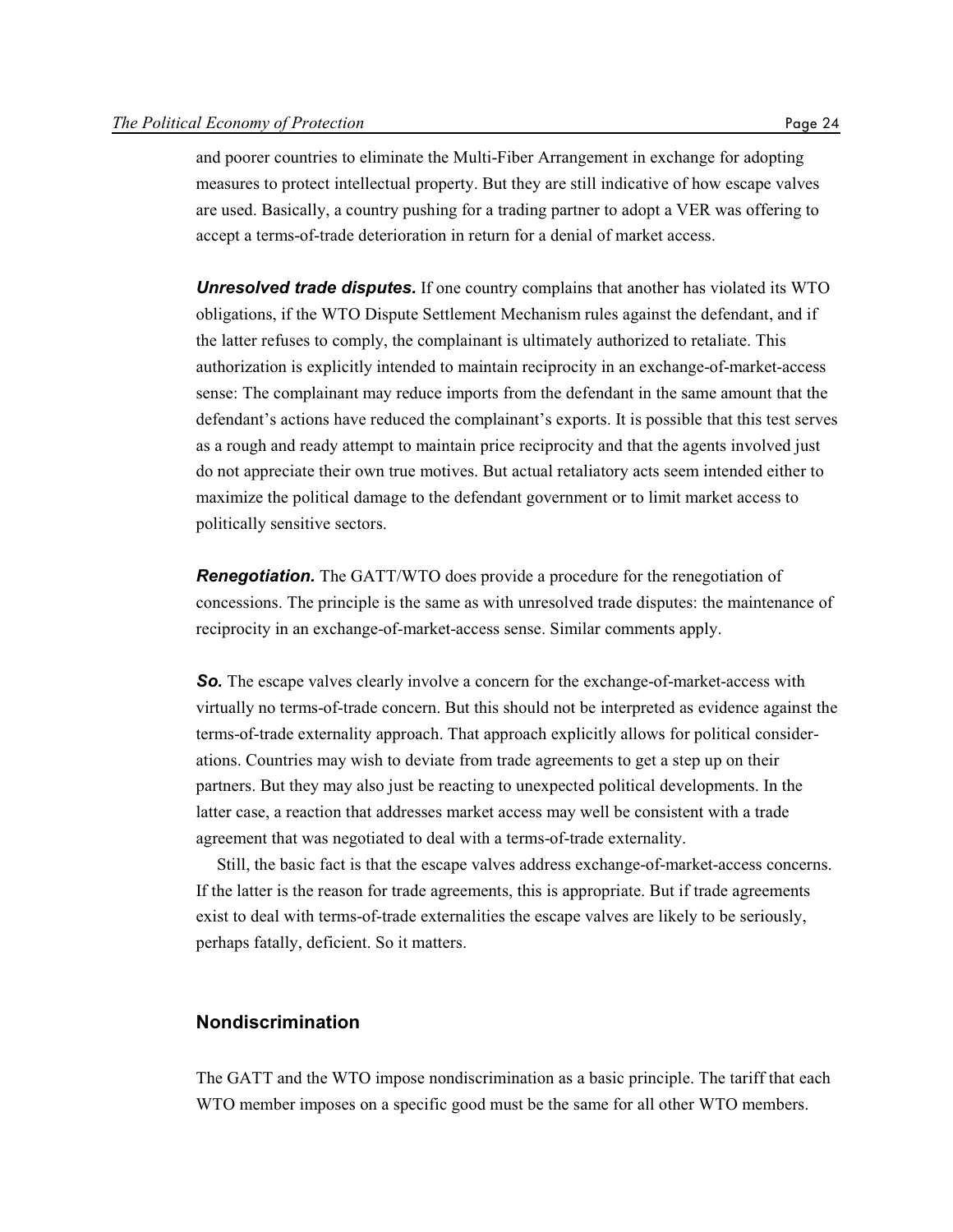and poorer countries to eliminate the Multi-Fiber Arrangement in exchange for adopting measures to protect intellectual property. But they are still indicative of how escape valves are used. Basically, a country pushing for a trading partner to adopt a VER was offering to accept a terms-of-trade deterioration in return for a denial of market access.

***Unresolved trade disputes.*** If one country complains that another has violated its WTO obligations, if the WTO Dispute Settlement Mechanism rules against the defendant, and if the latter refuses to comply, the complainant is ultimately authorized to retaliate. This authorization is explicitly intended to maintain reciprocity in an exchange-of-market-access sense: The complainant may reduce imports from the defendant in the same amount that the defendant's actions have reduced the complainant's exports. It is possible that this test serves as a rough and ready attempt to maintain price reciprocity and that the agents involved just do not appreciate their own true motives. But actual retaliatory acts seem intended either to maximize the political damage to the defendant government or to limit market access to politically sensitive sectors.

***Renegotiation.*** The GATT/WTO does provide a procedure for the renegotiation of concessions. The principle is the same as with unresolved trade disputes: the maintenance of reciprocity in an exchange-of-market-access sense. Similar comments apply.

***So.*** The escape valves clearly involve a concern for the exchange-of-market-access with virtually no terms-of-trade concern. But this should not be interpreted as evidence against the terms-of-trade externality approach. That approach explicitly allows for political considerations. Countries may wish to deviate from trade agreements to get a step up on their partners. But they may also just be reacting to unexpected political developments. In the latter case, a reaction that addresses market access may well be consistent with a trade agreement that was negotiated to deal with a terms-of-trade externality.

Still, the basic fact is that the escape valves address exchange-of-market-access concerns. If the latter is the reason for trade agreements, this is appropriate. But if trade agreements exist to deal with terms-of-trade externalities the escape valves are likely to be seriously, perhaps fatally, deficient. So it matters.

## Nondiscrimination

The GATT and the WTO impose nondiscrimination as a basic principle. The tariff that each WTO member imposes on a specific good must be the same for all other WTO members.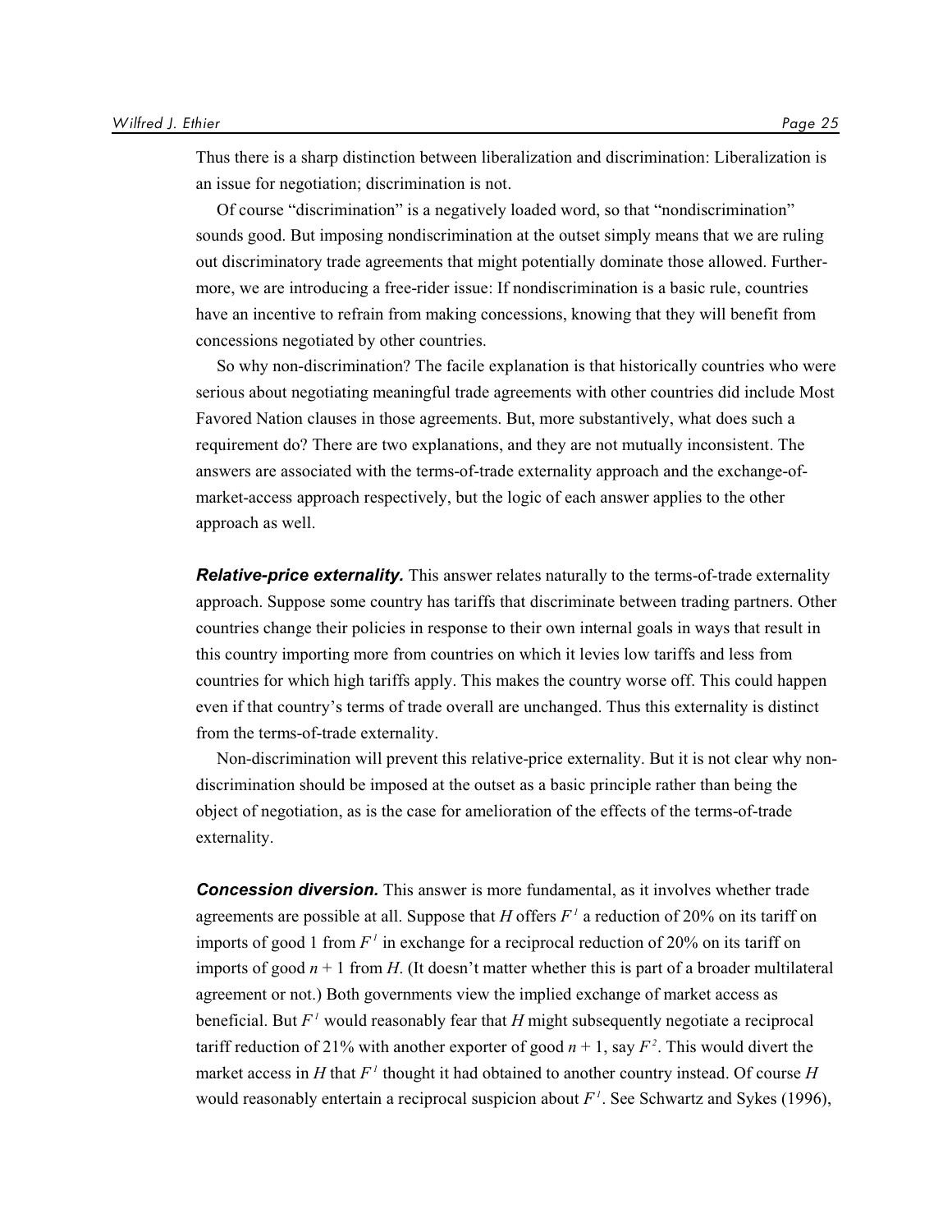Thus there is a sharp distinction between liberalization and discrimination: Liberalization is an issue for negotiation; discrimination is not.

Of course "discrimination" is a negatively loaded word, so that "nondiscrimination" sounds good. But imposing nondiscrimination at the outset simply means that we are ruling out discriminatory trade agreements that might potentially dominate those allowed. Furthermore, we are introducing a free-rider issue: If nondiscrimination is a basic rule, countries have an incentive to refrain from making concessions, knowing that they will benefit from concessions negotiated by other countries.

So why non-discrimination? The facile explanation is that historically countries who were serious about negotiating meaningful trade agreements with other countries did include Most Favored Nation clauses in those agreements. But, more substantively, what does such a requirement do? There are two explanations, and they are not mutually inconsistent. The answers are associated with the terms-of-trade externality approach and the exchange-of-market-access approach respectively, but the logic of each answer applies to the other approach as well.

***Relative-price externality.*** This answer relates naturally to the terms-of-trade externality approach. Suppose some country has tariffs that discriminate between trading partners. Other countries change their policies in response to their own internal goals in ways that result in this country importing more from countries on which it levies low tariffs and less from countries for which high tariffs apply. This makes the country worse off. This could happen even if that country's terms of trade overall are unchanged. Thus this externality is distinct from the terms-of-trade externality.

Non-discrimination will prevent this relative-price externality. But it is not clear why non-discrimination should be imposed at the outset as a basic principle rather than being the object of negotiation, as is the case for amelioration of the effects of the terms-of-trade externality.

***Concession diversion.*** This answer is more fundamental, as it involves whether trade agreements are possible at all. Suppose that $H$ offers $F^1$ a reduction of 20% on its tariff on imports of good 1 from $F^1$ in exchange for a reciprocal reduction of 20% on its tariff on imports of good $n + 1$ from $H$. (It doesn't matter whether this is part of a broader multilateral agreement or not.) Both governments view the implied exchange of market access as beneficial. But $F^1$ would reasonably fear that $H$ might subsequently negotiate a reciprocal tariff reduction of 21% with another exporter of good $n + 1$, say $F^2$. This would divert the market access in $H$ that $F^1$ thought it had obtained to another country instead. Of course $H$ would reasonably entertain a reciprocal suspicion about $F^1$. See Schwartz and Sykes (1996),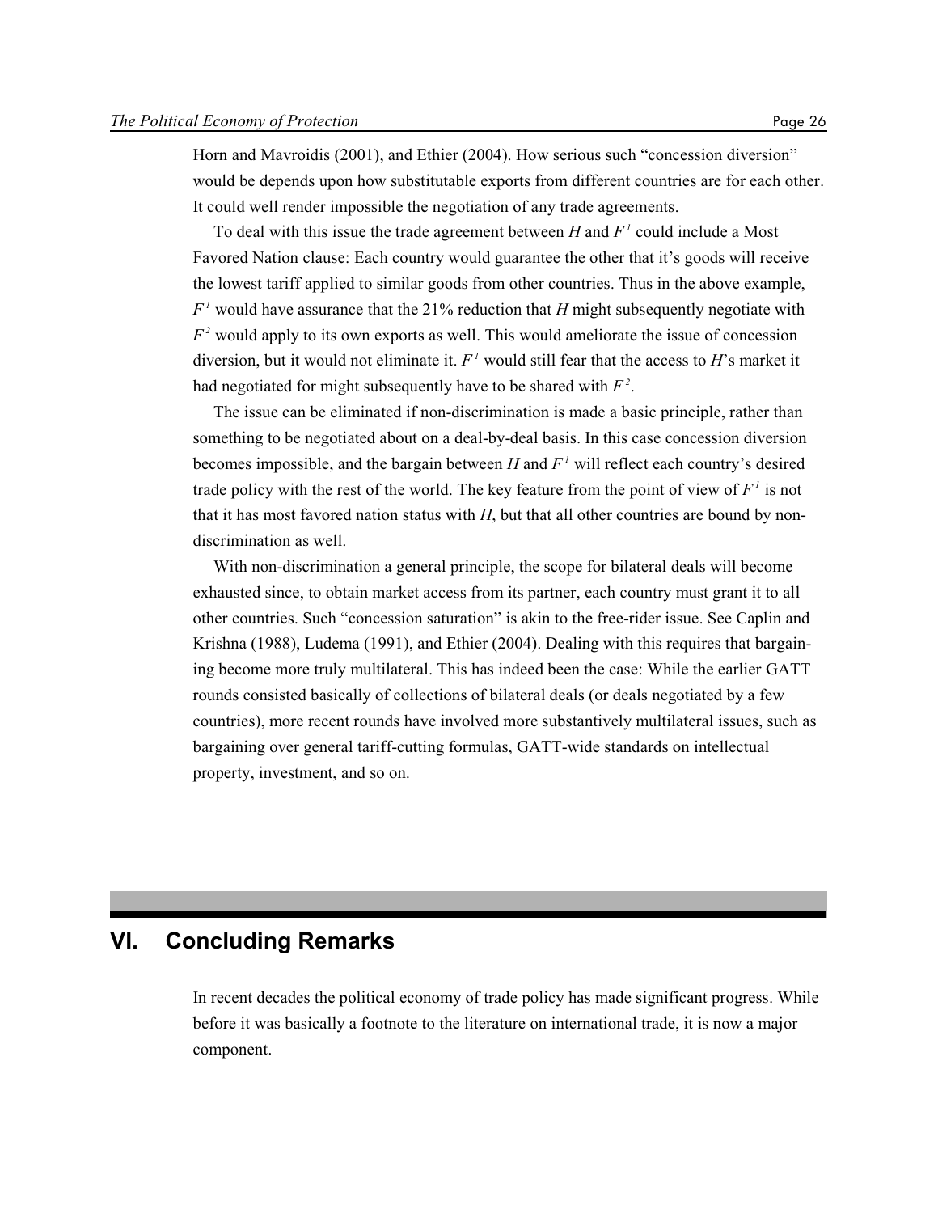Horn and Mavroidis (2001), and Ethier (2004). How serious such "concession diversion" would be depends upon how substitutable exports from different countries are for each other. It could well render impossible the negotiation of any trade agreements.

To deal with this issue the trade agreement between $H$ and $F^1$ could include a Most Favored Nation clause: Each country would guarantee the other that it's goods will receive the lowest tariff applied to similar goods from other countries. Thus in the above example, $F^1$ would have assurance that the 21% reduction that $H$ might subsequently negotiate with $F^2$ would apply to its own exports as well. This would ameliorate the issue of concession diversion, but it would not eliminate it. $F^1$ would still fear that the access to $H$'s market it had negotiated for might subsequently have to be shared with $F^2$.

The issue can be eliminated if non-discrimination is made a basic principle, rather than something to be negotiated about on a deal-by-deal basis. In this case concession diversion becomes impossible, and the bargain between $H$ and $F^1$ will reflect each country's desired trade policy with the rest of the world. The key feature from the point of view of $F^1$ is not that it has most favored nation status with $H$, but that all other countries are bound by non-discrimination as well.

With non-discrimination a general principle, the scope for bilateral deals will become exhausted since, to obtain market access from its partner, each country must grant it to all other countries. Such "concession saturation" is akin to the free-rider issue. See Caplin and Krishna (1988), Ludema (1991), and Ethier (2004). Dealing with this requires that bargaining become more truly multilateral. This has indeed been the case: While the earlier GATT rounds consisted basically of collections of bilateral deals (or deals negotiated by a few countries), more recent rounds have involved more substantively multilateral issues, such as bargaining over general tariff-cutting formulas, GATT-wide standards on intellectual property, investment, and so on.

## VI. Concluding Remarks

In recent decades the political economy of trade policy has made significant progress. While before it was basically a footnote to the literature on international trade, it is now a major component.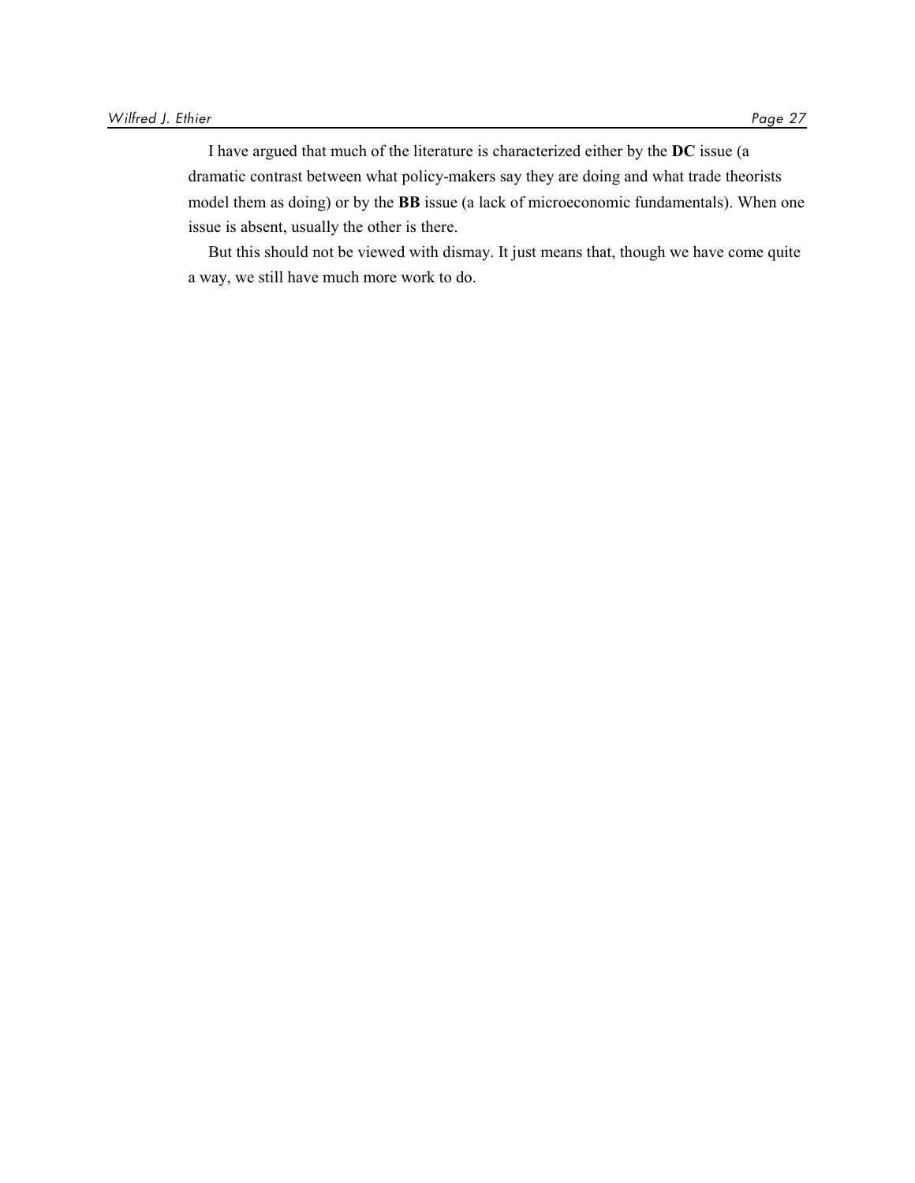I have argued that much of the literature is characterized either by the **DC** issue (a dramatic contrast between what policy-makers say they are doing and what trade theorists model them as doing) or by the **BB** issue (a lack of microeconomic fundamentals). When one issue is absent, usually the other is there.

But this should not be viewed with dismay. It just means that, though we have come quite a way, we still have much more work to do.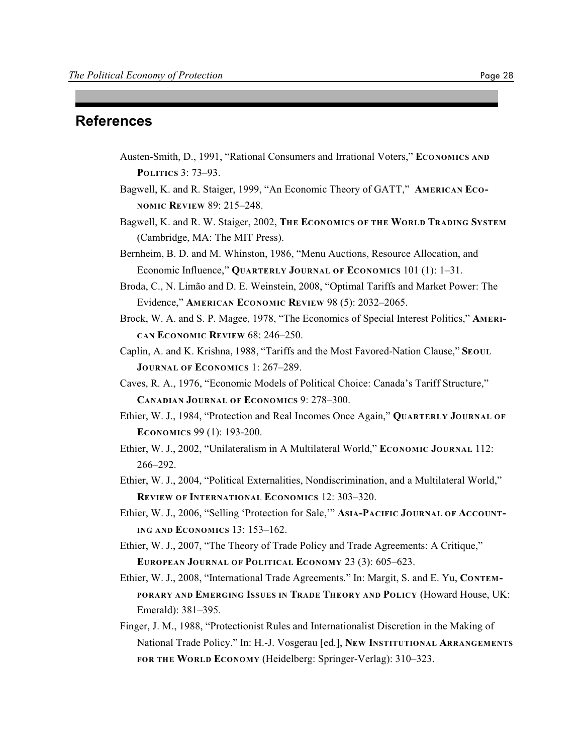## References

Austen-Smith, D., 1991, "Rational Consumers and Irrational Voters," **Economics and Politics** 3: 73–93.

Bagwell, K. and R. Staiger, 1999, "An Economic Theory of GATT," **American Economic Review** 89: 215–248.

Bagwell, K. and R. W. Staiger, 2002, **The Economics of the World Trading System** (Cambridge, MA: The MIT Press).

Bernheim, B. D. and M. Whinston, 1986, "Menu Auctions, Resource Allocation, and Economic Influence," **Quarterly Journal of Economics** 101 (1): 1–31.

Broda, C., N. Limão and D. E. Weinstein, 2008, "Optimal Tariffs and Market Power: The Evidence," **American Economic Review** 98 (5): 2032–2065.

Brock, W. A. and S. P. Magee, 1978, "The Economics of Special Interest Politics," **American Economic Review** 68: 246–250.

Caplin, A. and K. Krishna, 1988, "Tariffs and the Most Favored-Nation Clause," **Seoul Journal of Economics** 1: 267–289.

Caves, R. A., 1976, "Economic Models of Political Choice: Canada's Tariff Structure," **Canadian Journal of Economics** 9: 278–300.

Ethier, W. J., 1984, "Protection and Real Incomes Once Again," **Quarterly Journal of Economics** 99 (1): 193-200.

Ethier, W. J., 2002, "Unilateralism in A Multilateral World," **Economic Journal** 112: 266–292.

Ethier, W. J., 2004, "Political Externalities, Nondiscrimination, and a Multilateral World," **Review of International Economics** 12: 303–320.

Ethier, W. J., 2006, "Selling 'Protection for Sale,'" **Asia-Pacific Journal of Accounting and Economics** 13: 153–162.

Ethier, W. J., 2007, "The Theory of Trade Policy and Trade Agreements: A Critique," **European Journal of Political Economy** 23 (3): 605–623.

Ethier, W. J., 2008, "International Trade Agreements." In: Margit, S. and E. Yu, **Contemporary and Emerging Issues in Trade Theory and Policy** (Howard House, UK: Emerald): 381–395.

Finger, J. M., 1988, "Protectionist Rules and Internationalist Discretion in the Making of National Trade Policy." In: H.-J. Vosgerau [ed.], **New Institutional Arrangements for the World Economy** (Heidelberg: Springer-Verlag): 310–323.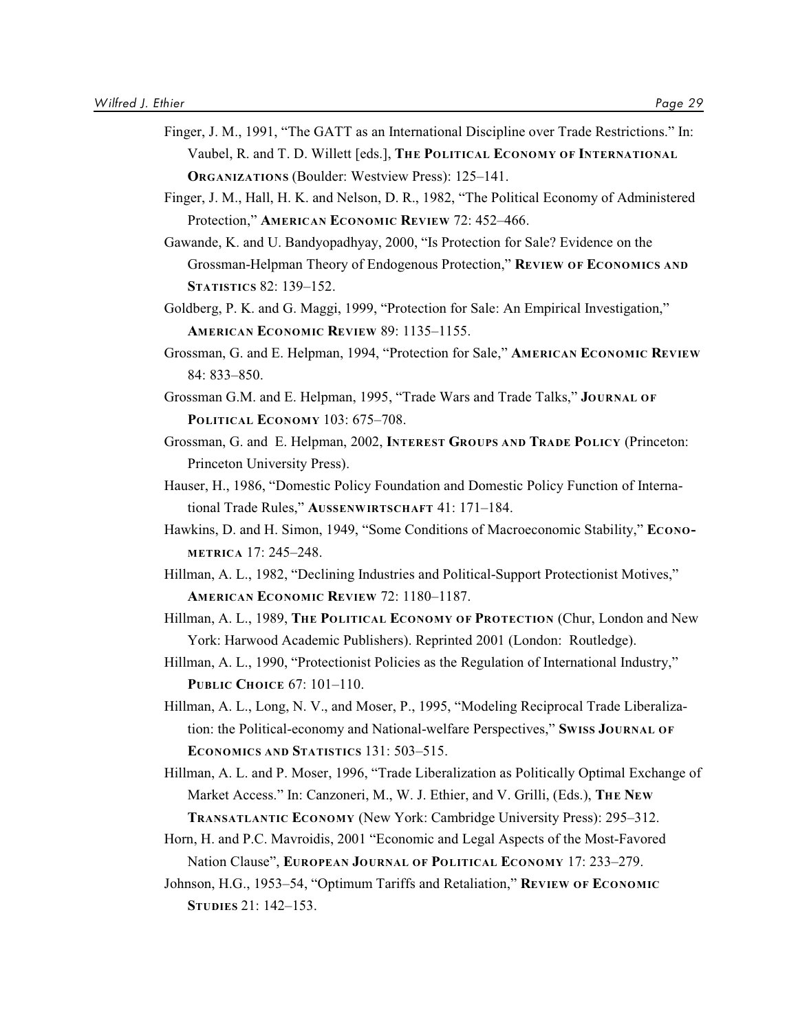Finger, J. M., 1991, “The GATT as an International Discipline over Trade Restrictions.” In: Vaubel, R. and T. D. Willett [eds.], **The Political Economy of International Organizations** (Boulder: Westview Press): 125–141.

Finger, J. M., Hall, H. K. and Nelson, D. R., 1982, “The Political Economy of Administered Protection,” **American Economic Review** 72: 452–466.

Gawande, K. and U. Bandyopadhyay, 2000, “Is Protection for Sale? Evidence on the Grossman-Helpman Theory of Endogenous Protection,” **Review of Economics and Statistics** 82: 139–152.

Goldberg, P. K. and G. Maggi, 1999, “Protection for Sale: An Empirical Investigation,” **American Economic Review** 89: 1135–1155.

Grossman, G. and E. Helpman, 1994, “Protection for Sale,” **American Economic Review** 84: 833–850.

Grossman G.M. and E. Helpman, 1995, “Trade Wars and Trade Talks,” **Journal of Political Economy** 103: 675–708.

Grossman, G. and E. Helpman, 2002, **Interest Groups and Trade Policy** (Princeton: Princeton University Press).

Hauser, H., 1986, “Domestic Policy Foundation and Domestic Policy Function of International Trade Rules,” **Aussenwirtschaft** 41: 171–184.

Hawkins, D. and H. Simon, 1949, “Some Conditions of Macroeconomic Stability,” **Econometrica** 17: 245–248.

Hillman, A. L., 1982, “Declining Industries and Political-Support Protectionist Motives,” **American Economic Review** 72: 1180–1187.

Hillman, A. L., 1989, **The Political Economy of Protection** (Chur, London and New York: Harwood Academic Publishers). Reprinted 2001 (London: Routledge).

Hillman, A. L., 1990, “Protectionist Policies as the Regulation of International Industry,” **Public Choice** 67: 101–110.

Hillman, A. L., Long, N. V., and Moser, P., 1995, “Modeling Reciprocal Trade Liberalization: the Political-economy and National-welfare Perspectives,” **Swiss Journal of Economics and Statistics** 131: 503–515.

Hillman, A. L. and P. Moser, 1996, “Trade Liberalization as Politically Optimal Exchange of Market Access.” In: Canzoneri, M., W. J. Ethier, and V. Grilli, (Eds.), **The New Transatlantic Economy** (New York: Cambridge University Press): 295–312.

Horn, H. and P.C. Mavroidis, 2001 “Economic and Legal Aspects of the Most-Favored Nation Clause”, **European Journal of Political Economy** 17: 233–279.

Johnson, H.G., 1953–54, “Optimum Tariffs and Retaliation,” **Review of Economic Studies** 21: 142–153.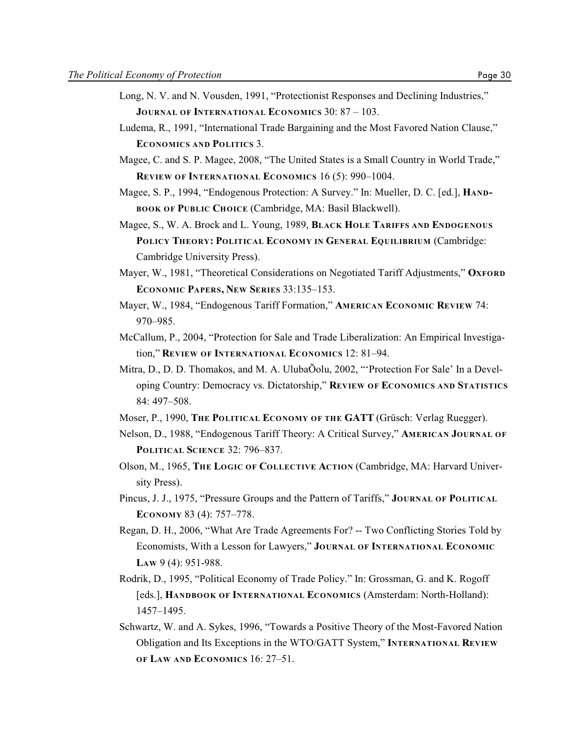Long, N. V. and N. Vousden, 1991, "Protectionist Responses and Declining Industries," **Journal of International Economics** 30: 87 – 103.

Ludema, R., 1991, "International Trade Bargaining and the Most Favored Nation Clause," **Economics and Politics** 3.

Magee, C. and S. P. Magee, 2008, "The United States is a Small Country in World Trade," **Review of International Economics** 16 (5): 990–1004.

Magee, S. P., 1994, "Endogenous Protection: A Survey." In: Mueller, D. C. [ed.], **Handbook of Public Choice** (Cambridge, MA: Basil Blackwell).

Magee, S., W. A. Brock and L. Young, 1989, **Black Hole Tariffs and Endogenous Policy Theory: Political Economy in General Equilibrium** (Cambridge: Cambridge University Press).

Mayer, W., 1981, "Theoretical Considerations on Negotiated Tariff Adjustments," **Oxford Economic Papers, New Series** 33:135–153.

Mayer, W., 1984, "Endogenous Tariff Formation," **American Economic Review** 74: 970–985.

McCallum, P., 2004, "Protection for Sale and Trade Liberalization: An Empirical Investigation," **Review of International Economics** 12: 81–94.

Mitra, D., D. D. Thomakos, and M. A. UlubaÕolu, 2002, "'Protection For Sale' In a Developing Country: Democracy vs. Dictatorship," **Review of Economics and Statistics** 84: 497–508.

Moser, P., 1990, **The Political Economy of the GATT** (Grüsch: Verlag Ruegger).

Nelson, D., 1988, "Endogenous Tariff Theory: A Critical Survey," **American Journal of Political Science** 32: 796–837.

Olson, M., 1965, **The Logic of Collective Action** (Cambridge, MA: Harvard University Press).

Pincus, J. J., 1975, "Pressure Groups and the Pattern of Tariffs," **Journal of Political Economy** 83 (4): 757–778.

Regan, D. H., 2006, "What Are Trade Agreements For? -- Two Conflicting Stories Told by Economists, With a Lesson for Lawyers," **Journal of International Economic Law** 9 (4): 951-988.

Rodrik, D., 1995, "Political Economy of Trade Policy." In: Grossman, G. and K. Rogoff [eds.], **Handbook of International Economics** (Amsterdam: North-Holland): 1457–1495.

Schwartz, W. and A. Sykes, 1996, "Towards a Positive Theory of the Most-Favored Nation Obligation and Its Exceptions in the WTO/GATT System," **International Review of Law and Economics** 16: 27–51.